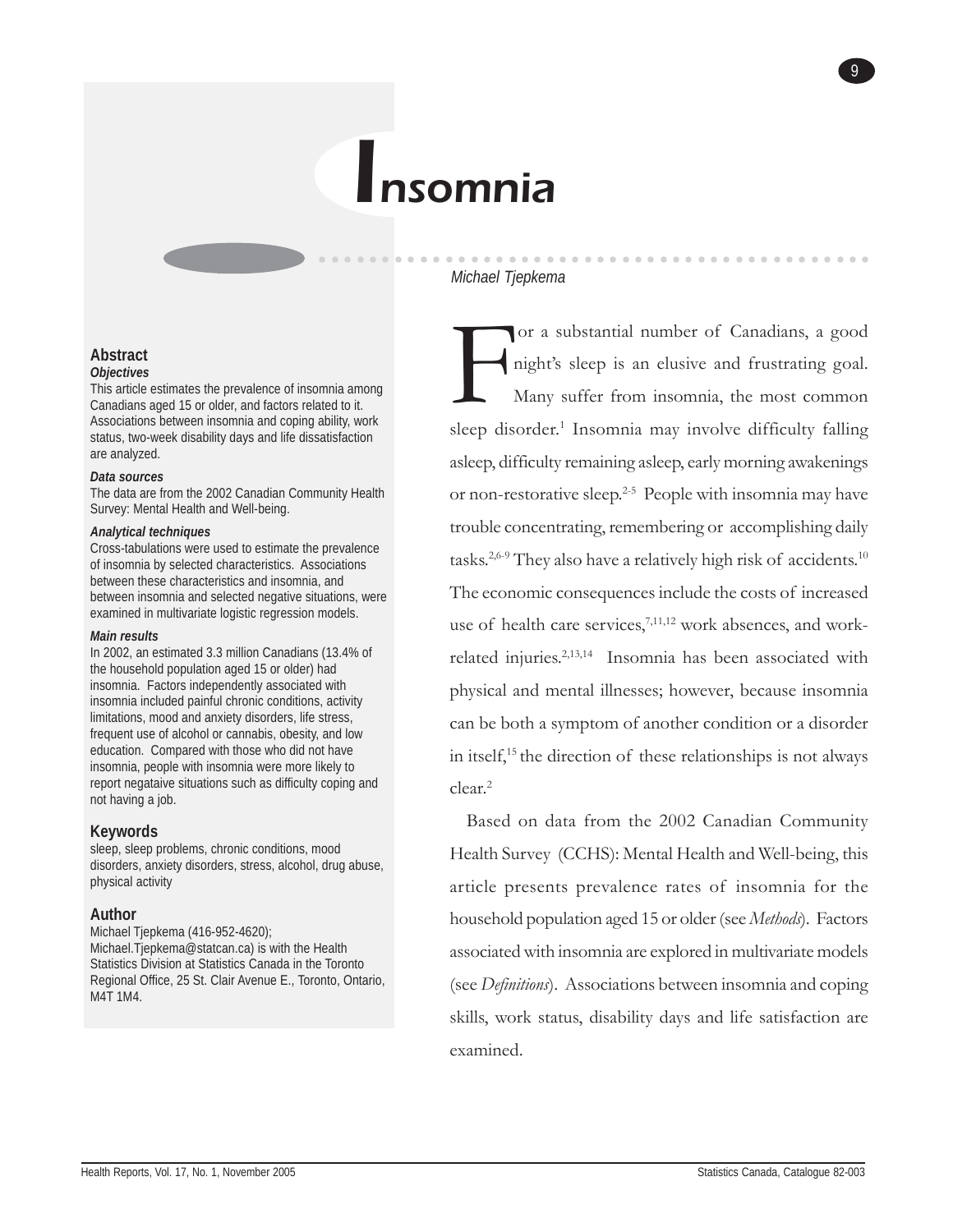# Insomnia

Michael Tjepkema

## Abstract

### Objectives

This article estimates the prevalence of insomnia among Canadians aged 15 or older, and factors related to it. Associations between insomnia and coping ability, work status, two-week disability days and life dissatisfaction are analyzed.

### Data sources

The data are from the 2002 Canadian Community Health Survey: Mental Health and Well-being.

### Analytical techniques

Cross-tabulations were used to estimate the prevalence of insomnia by selected characteristics. Associations between these characteristics and insomnia, and between insomnia and selected negative situations, were examined in multivariate logistic regression models.

### Main results

In 2002, an estimated 3.3 million Canadians (13.4% of the household population aged 15 or older) had insomnia. Factors independently associated with insomnia included painful chronic conditions, activity limitations, mood and anxiety disorders, life stress, frequent use of alcohol or cannabis, obesity, and low education. Compared with those who did not have insomnia, people with insomnia were more likely to report negataive situations such as difficulty coping and not having a job.

## Keywords

sleep, sleep problems, chronic conditions, mood disorders, anxiety disorders, stress, alcohol, drug abuse, physical activity

## Author

Michael Tjepkema (416-952-4620); Michael.Tjepkema@statcan.ca) is with the Health Statistics Division at Statistics Canada in the Toronto Regional Office, 25 St. Clair Avenue E., Toronto, Ontario, M4T 1M4.

For a substantial number of Canadians, a good night's sleep is an elusive and frustrating goal. Many suffer from insomnia, the most common sleep disorder.[1] Insomnia may involve difficulty falling asleep, difficulty remaining asleep, early morning awakenings or non-restorative sleep.[2-5] People with insomnia may have trouble concentrating, remembering or accomplishing daily tasks.[2,6-9] They also have a relatively high risk of accidents.[10] The economic consequences include the costs of increased use of health care services,[7,11,12] work absences, and work-related injuries.[2,13,14] Insomnia has been associated with physical and mental illnesses; however, because insomnia can be both a symptom of another condition or a disorder in itself,[15] the direction of these relationships is not always clear.[2]

Based on data from the 2002 Canadian Community Health Survey (CCHS): Mental Health and Well-being, this article presents prevalence rates of insomnia for the household population aged 15 or older (see *Methods*). Factors associated with insomnia are explored in multivariate models (see *Definitions*). Associations between insomnia and coping skills, work status, disability days and life satisfaction are examined.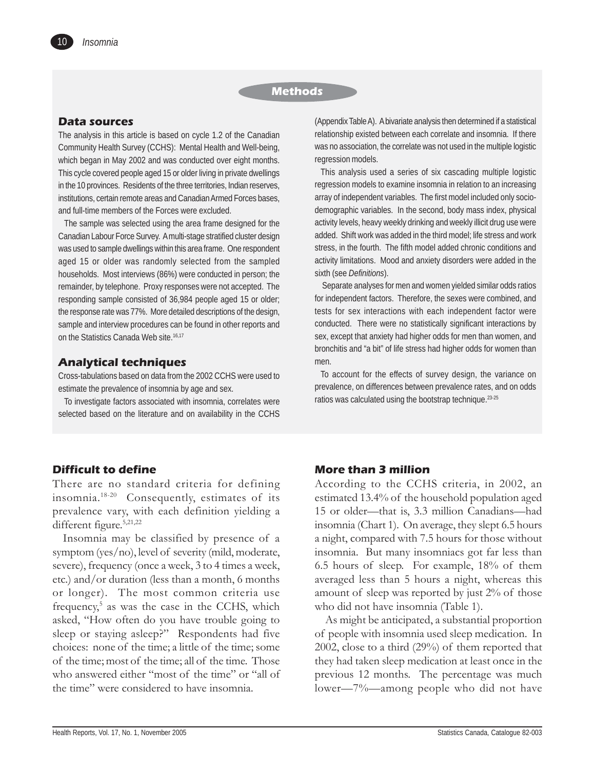## Methods

### Data sources

The analysis in this article is based on cycle 1.2 of the Canadian Community Health Survey (CCHS): Mental Health and Well-being, which began in May 2002 and was conducted over eight months. This cycle covered people aged 15 or older living in private dwellings in the 10 provinces. Residents of the three territories, Indian reserves, institutions, certain remote areas and Canadian Armed Forces bases, and full-time members of the Forces were excluded.

The sample was selected using the area frame designed for the Canadian Labour Force Survey. A multi-stage stratified cluster design was used to sample dwellings within this area frame. One respondent aged 15 or older was randomly selected from the sampled households. Most interviews (86%) were conducted in person; the remainder, by telephone. Proxy responses were not accepted. The responding sample consisted of 36,984 people aged 15 or older; the response rate was 77%. More detailed descriptions of the design, sample and interview procedures can be found in other reports and on the Statistics Canada Web site.[16,17]

### Analytical techniques

Cross-tabulations based on data from the 2002 CCHS were used to estimate the prevalence of insomnia by age and sex.

To investigate factors associated with insomnia, correlates were selected based on the literature and on availability in the CCHS (Appendix Table A). A bivariate analysis then determined if a statistical relationship existed between each correlate and insomnia. If there was no association, the correlate was not used in the multiple logistic regression models.

This analysis used a series of six cascading multiple logistic regression models to examine insomnia in relation to an increasing array of independent variables. The first model included only socio-demographic variables. In the second, body mass index, physical activity levels, heavy weekly drinking and weekly illicit drug use were added. Shift work was added in the third model; life stress and work stress, in the fourth. The fifth model added chronic conditions and activity limitations. Mood and anxiety disorders were added in the sixth (see *Definitions*).

Separate analyses for men and women yielded similar odds ratios for independent factors. Therefore, the sexes were combined, and tests for sex interactions with each independent factor were conducted. There were no statistically significant interactions by sex, except that anxiety had higher odds for men than women, and bronchitis and "a bit" of life stress had higher odds for women than men.

To account for the effects of survey design, the variance on prevalence, on differences between prevalence rates, and on odds ratios was calculated using the bootstrap technique.[23-25]

### Difficult to define

There are no standard criteria for defining insomnia.[18-20] Consequently, estimates of its prevalence vary, with each definition yielding a different figure.[5,21,22]

Insomnia may be classified by presence of a symptom (yes/no), level of severity (mild, moderate, severe), frequency (once a week, 3 to 4 times a week, etc.) and/or duration (less than a month, 6 months or longer). The most common criteria use frequency,[5] as was the case in the CCHS, which asked, "How often do you have trouble going to sleep or staying asleep?" Respondents had five choices: none of the time; a little of the time; some of the time; most of the time; all of the time. Those who answered either "most of the time" or "all of the time" were considered to have insomnia.

### More than 3 million

According to the CCHS criteria, in 2002, an estimated 13.4% of the household population aged 15 or older—that is, 3.3 million Canadians—had insomnia (Chart 1). On average, they slept 6.5 hours a night, compared with 7.5 hours for those without insomnia. But many insomniacs got far less than 6.5 hours of sleep. For example, 18% of them averaged less than 5 hours a night, whereas this amount of sleep was reported by just 2% of those who did not have insomnia (Table 1).

As might be anticipated, a substantial proportion of people with insomnia used sleep medication. In 2002, close to a third (29%) of them reported that they had taken sleep medication at least once in the previous 12 months. The percentage was much lower—7%—among people who did not have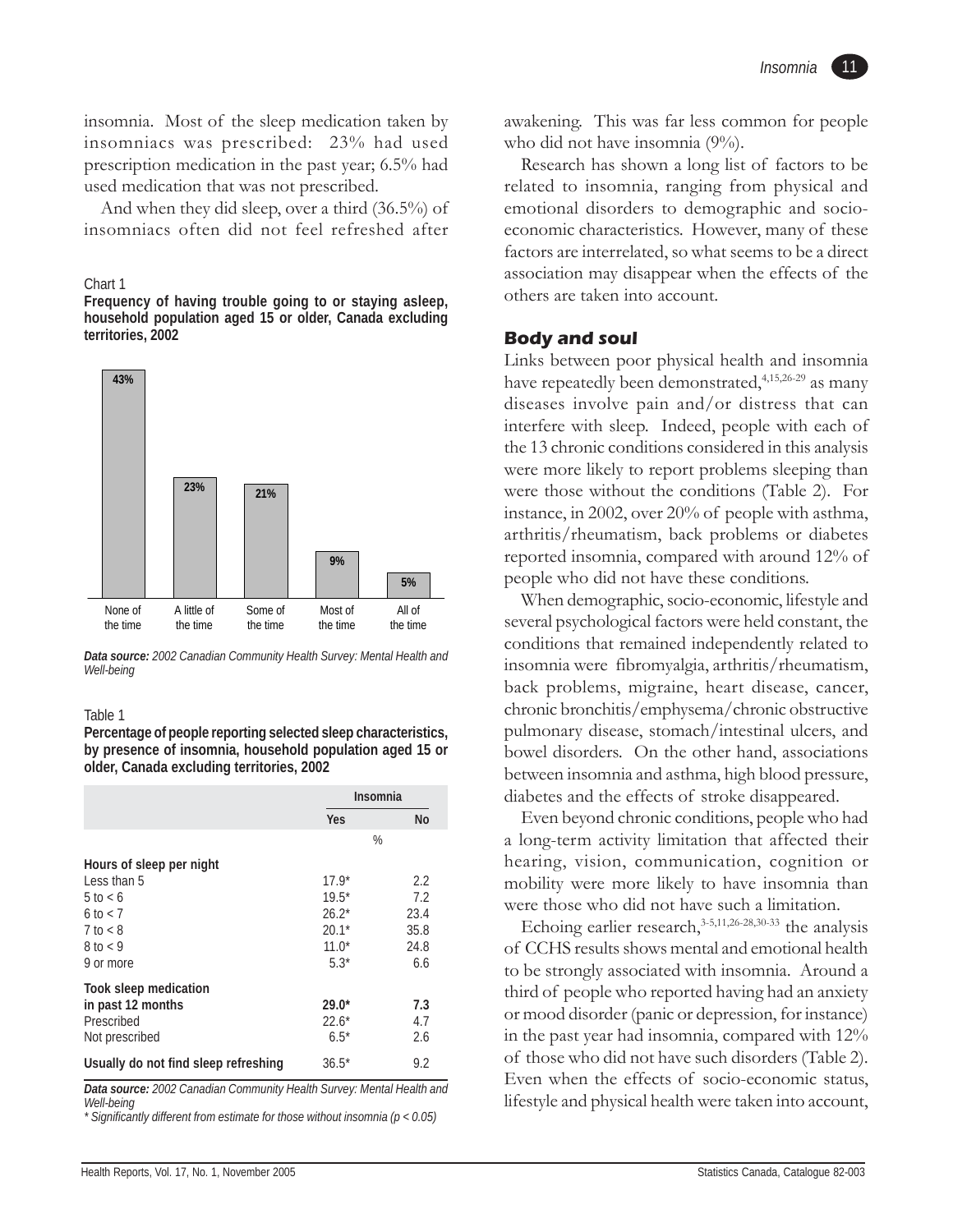insomnia. Most of the sleep medication taken by insomniacs was prescribed: 23% had used prescription medication in the past year; 6.5% had used medication that was not prescribed.

And when they did sleep, over a third (36.5%) of insomniacs often did not feel refreshed after awakening. This was far less common for people who did not have insomnia (9%).

Chart 1
**Frequency of having trouble going to or staying asleep, household population aged 15 or older, Canada excluding territories, 2002**

| None of the time | A little of the time | Some of the time | Most of the time | All of the time |
|---|---|---|---|---|
| 43% | 23% | 21% | 9% | 5% |

***Data source:*** *2002 Canadian Community Health Survey: Mental Health and Well-being*

Table 1
**Percentage of people reporting selected sleep characteristics, by presence of insomnia, household population aged 15 or older, Canada excluding territories, 2002**

| | Insomnia | |
|---|---|---|
| | Yes | No |
| | % | |
| **Hours of sleep per night** | | |
| Less than 5 | 17.9* | 2.2 |
| 5 to < 6 | 19.5* | 7.2 |
| 6 to < 7 | 26.2* | 23.4 |
| 7 to < 8 | 20.1* | 35.8 |
| 8 to < 9 | 11.0* | 24.8 |
| 9 or more | 5.3* | 6.6 |
| **Took sleep medication in past 12 months** | **29.0*** | **7.3** |
| Prescribed | 22.6* | 4.7 |
| Not prescribed | 6.5* | 2.6 |
| **Usually do not find sleep refreshing** | 36.5* | 9.2 |

***Data source:*** *2002 Canadian Community Health Survey: Mental Health and Well-being*
*\* Significantly different from estimate for those without insomnia ($p < 0.05$)*

Research has shown a long list of factors to be related to insomnia, ranging from physical and emotional disorders to demographic and socio-economic characteristics. However, many of these factors are interrelated, so what seems to be a direct association may disappear when the effects of the others are taken into account.

### Body and soul

Links between poor physical health and insomnia have repeatedly been demonstrated,[4,15,26-29] as many diseases involve pain and/or distress that can interfere with sleep. Indeed, people with each of the 13 chronic conditions considered in this analysis were more likely to report problems sleeping than were those without the conditions (Table 2). For instance, in 2002, over 20% of people with asthma, arthritis/rheumatism, back problems or diabetes reported insomnia, compared with around 12% of people who did not have these conditions.

When demographic, socio-economic, lifestyle and several psychological factors were held constant, the conditions that remained independently related to insomnia were fibromyalgia, arthritis/rheumatism, back problems, migraine, heart disease, cancer, chronic bronchitis/emphysema/chronic obstructive pulmonary disease, stomach/intestinal ulcers, and bowel disorders. On the other hand, associations between insomnia and asthma, high blood pressure, diabetes and the effects of stroke disappeared.

Even beyond chronic conditions, people who had a long-term activity limitation that affected their hearing, vision, communication, cognition or mobility were more likely to have insomnia than were those who did not have such a limitation.

Echoing earlier research,[3-5,11,26-28,30-33] the analysis of CCHS results shows mental and emotional health to be strongly associated with insomnia. Around a third of people who reported having had an anxiety or mood disorder (panic or depression, for instance) in the past year had insomnia, compared with 12% of those who did not have such disorders (Table 2). Even when the effects of socio-economic status, lifestyle and physical health were taken into account,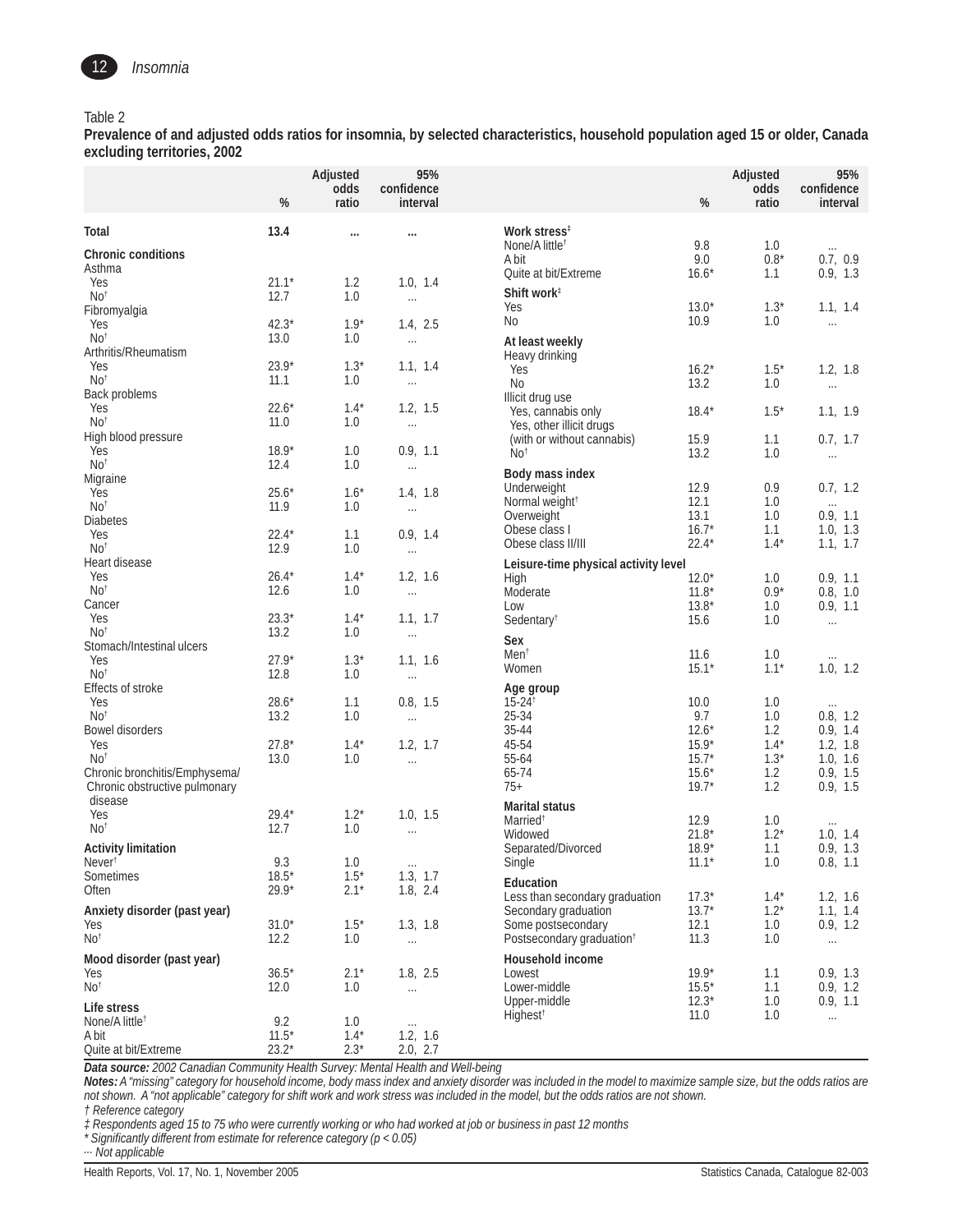Table 2

**Prevalence of and adjusted odds ratios for insomnia, by selected characteristics, household population aged 15 or older, Canada excluding territories, 2002**

| | % | Adjusted odds ratio | 95% confidence interval |
|---|---|---|---|
| **Total** | **13.4** | **...** | **...** |
| **Chronic conditions** | | | |
| Asthma | | | |
| Yes | 21.1* | 1.2 | 1.0, 1.4 |
| No† | 12.7 | 1.0 | ... |
| Fibromyalgia | | | |
| Yes | 42.3* | 1.9* | 1.4, 2.5 |
| No† | 13.0 | 1.0 | ... |
| Arthritis/Rheumatism | | | |
| Yes | 23.9* | 1.3* | 1.1, 1.4 |
| No† | 11.1 | 1.0 | ... |
| Back problems | | | |
| Yes | 22.6* | 1.4* | 1.2, 1.5 |
| No† | 11.0 | 1.0 | ... |
| High blood pressure | | | |
| Yes | 18.9* | 1.0 | 0.9, 1.1 |
| No† | 12.4 | 1.0 | ... |
| Migraine | | | |
| Yes | 25.6* | 1.6* | 1.4, 1.8 |
| No† | 11.9 | 1.0 | ... |
| Diabetes | | | |
| Yes | 22.4* | 1.1 | 0.9, 1.4 |
| No† | 12.9 | 1.0 | ... |
| Heart disease | | | |
| Yes | 26.4* | 1.4* | 1.2, 1.6 |
| No† | 12.6 | 1.0 | ... |
| Cancer | | | |
| Yes | 23.3* | 1.4* | 1.1, 1.7 |
| No† | 13.2 | 1.0 | ... |
| Stomach/Intestinal ulcers | | | |
| Yes | 27.9* | 1.3* | 1.1, 1.6 |
| No† | 12.8 | 1.0 | ... |
| Effects of stroke | | | |
| Yes | 28.6* | 1.1 | 0.8, 1.5 |
| No† | 13.2 | 1.0 | ... |
| Bowel disorders | | | |
| Yes | 27.8* | 1.4* | 1.2, 1.7 |
| No† | 13.0 | 1.0 | ... |
| Chronic bronchitis/Emphysema/ Chronic obstructive pulmonary disease | | | |
| Yes | 29.4* | 1.2* | 1.0, 1.5 |
| No† | 12.7 | 1.0 | ... |
| **Activity limitation** | | | |
| Never† | 9.3 | 1.0 | ... |
| Sometimes | 18.5* | 1.5* | 1.3, 1.7 |
| Often | 29.9* | 2.1* | 1.8, 2.4 |
| **Anxiety disorder (past year)** | | | |
| Yes | 31.0* | 1.5* | 1.3, 1.8 |
| No† | 12.2 | 1.0 | ... |
| **Mood disorder (past year)** | | | |
| Yes | 36.5* | 2.1* | 1.8, 2.5 |
| No† | 12.0 | 1.0 | ... |
| **Life stress** | | | |
| None/A little† | 9.2 | 1.0 | ... |
| A bit | 11.5* | 1.4* | 1.2, 1.6 |
| Quite at bit/Extreme | 23.2* | 2.3* | 2.0, 2.7 |
| **Work stress‡** | | | |
| None/A little† | 9.8 | 1.0 | ... |
| A bit | 9.0 | 0.8* | 0.7, 0.9 |
| Quite at bit/Extreme | 16.6* | 1.1 | 0.9, 1.3 |
| **Shift work‡** | | | |
| Yes | 13.0* | 1.3* | 1.1, 1.4 |
| No | 10.9 | 1.0 | ... |
| **At least weekly** | | | |
| Heavy drinking | | | |
| Yes | 16.2* | 1.5* | 1.2, 1.8 |
| No | 13.2 | 1.0 | ... |
| Illicit drug use | | | |
| Yes, cannabis only | 18.4* | 1.5* | 1.1, 1.9 |
| Yes, other illicit drugs (with or without cannabis) | 15.9 | 1.1 | 0.7, 1.7 |
| No† | 13.2 | 1.0 | ... |
| **Body mass index** | | | |
| Underweight | 12.9 | 0.9 | 0.7, 1.2 |
| Normal weight† | 12.1 | 1.0 | ... |
| Overweight | 13.1 | 1.0 | 0.9, 1.1 |
| Obese class I | 16.7* | 1.1 | 1.0, 1.3 |
| Obese class II/III | 22.4* | 1.4* | 1.1, 1.7 |
| **Leisure-time physical activity level** | | | |
| High | 12.0* | 1.0 | 0.9, 1.1 |
| Moderate | 11.8* | 0.9* | 0.8, 1.0 |
| Low | 13.8* | 1.0 | 0.9, 1.1 |
| Sedentary† | 15.6 | 1.0 | ... |
| **Sex** | | | |
| Men† | 11.6 | 1.0 | ... |
| Women | 15.1* | 1.1* | 1.0, 1.2 |
| **Age group** | | | |
| 15-24† | 10.0 | 1.0 | ... |
| 25-34 | 9.7 | 1.0 | 0.8, 1.2 |
| 35-44 | 12.6* | 1.2 | 0.9, 1.4 |
| 45-54 | 15.9* | 1.4* | 1.2, 1.8 |
| 55-64 | 15.7* | 1.3* | 1.0, 1.6 |
| 65-74 | 15.6* | 1.2 | 0.9, 1.5 |
| 75+ | 19.7* | 1.2 | 0.9, 1.5 |
| **Marital status** | | | |
| Married† | 12.9 | 1.0 | ... |
| Widowed | 21.8* | 1.2* | 1.0, 1.4 |
| Separated/Divorced | 18.9* | 1.1 | 0.9, 1.3 |
| Single | 11.1* | 1.0 | 0.8, 1.1 |
| **Education** | | | |
| Less than secondary graduation | 17.3* | 1.4* | 1.2, 1.6 |
| Secondary graduation | 13.7* | 1.2* | 1.1, 1.4 |
| Some postsecondary | 12.1 | 1.0 | 0.9, 1.2 |
| Postsecondary graduation† | 11.3 | 1.0 | ... |
| **Household income** | | | |
| Lowest | 19.9* | 1.1 | 0.9, 1.3 |
| Lower-middle | 15.5* | 1.1 | 0.9, 1.2 |
| Upper-middle | 12.3* | 1.0 | 0.9, 1.1 |
| Highest† | 11.0 | 1.0 | ... |

***Data source:*** *2002 Canadian Community Health Survey: Mental Health and Well-being*

***Notes:*** *A "missing" category for household income, body mass index and anxiety disorder was included in the model to maximize sample size, but the odds ratios are not shown. A "not applicable" category for shift work and work stress was included in the model, but the odds ratios are not shown.*

*† Reference category*

*‡ Respondents aged 15 to 75 who were currently working or who had worked at job or business in past 12 months*

*\* Significantly different from estimate for reference category (p < 0.05)*

*... Not applicable*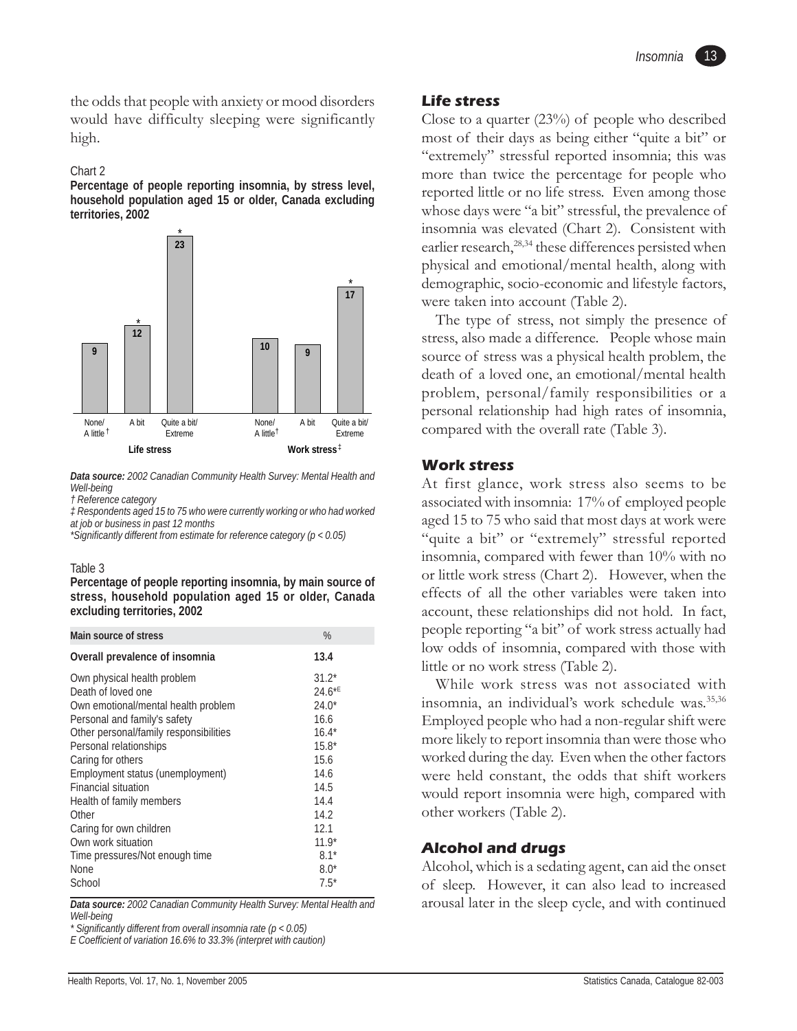the odds that people with anxiety or mood disorders would have difficulty sleeping were significantly high.

Chart 2

**Percentage of people reporting insomnia, by stress level, household population aged 15 or older, Canada excluding territories, 2002**

| Stress type | Level | % |
|---|---|---|
| Life stress | None/A little† | 9 |
| Life stress | A bit | 12* |
| Life stress | Quite a bit/Extreme | 23* |
| Work stress‡ | None/A little† | 10 |
| Work stress‡ | A bit | 9 |
| Work stress‡ | Quite a bit/Extreme | 17* |

***Data source:*** *2002 Canadian Community Health Survey: Mental Health and Well-being*

*† Reference category*

*‡ Respondents aged 15 to 75 who were currently working or who had worked at job or business in past 12 months*

*\*Significantly different from estimate for reference category (p < 0.05)*

Table 3

**Percentage of people reporting insomnia, by main source of stress, household population aged 15 or older, Canada excluding territories, 2002**

| Main source of stress | % |
|---|---|
| **Overall prevalence of insomnia** | **13.4** |
| Own physical health problem | 31.2* |
| Death of loved one | 24.6*E |
| Own emotional/mental health problem | 24.0* |
| Personal and family's safety | 16.6 |
| Other personal/family responsibilities | 16.4* |
| Personal relationships | 15.8* |
| Caring for others | 15.6 |
| Employment status (unemployment) | 14.6 |
| Financial situation | 14.5 |
| Health of family members | 14.4 |
| Other | 14.2 |
| Caring for own children | 12.1 |
| Own work situation | 11.9* |
| Time pressures/Not enough time | 8.1* |
| None | 8.0* |
| School | 7.5* |

***Data source:*** *2002 Canadian Community Health Survey: Mental Health and Well-being*

*\* Significantly different from overall insomnia rate (p < 0.05)*

*E Coefficient of variation 16.6% to 33.3% (interpret with caution)*

### Life stress

Close to a quarter (23%) of people who described most of their days as being either "quite a bit" or "extremely" stressful reported insomnia; this was more than twice the percentage for people who reported little or no life stress. Even among those whose days were "a bit" stressful, the prevalence of insomnia was elevated (Chart 2). Consistent with earlier research,[28,34] these differences persisted when physical and emotional/mental health, along with demographic, socio-economic and lifestyle factors, were taken into account (Table 2).

The type of stress, not simply the presence of stress, also made a difference. People whose main source of stress was a physical health problem, the death of a loved one, an emotional/mental health problem, personal/family responsibilities or a personal relationship had high rates of insomnia, compared with the overall rate (Table 3).

### Work stress

At first glance, work stress also seems to be associated with insomnia: 17% of employed people aged 15 to 75 who said that most days at work were "quite a bit" or "extremely" stressful reported insomnia, compared with fewer than 10% with no or little work stress (Chart 2). However, when the effects of all the other variables were taken into account, these relationships did not hold. In fact, people reporting "a bit" of work stress actually had low odds of insomnia, compared with those with little or no work stress (Table 2).

While work stress was not associated with insomnia, an individual's work schedule was.[35,36] Employed people who had a non-regular shift were more likely to report insomnia than were those who worked during the day. Even when the other factors were held constant, the odds that shift workers would report insomnia were high, compared with other workers (Table 2).

### Alcohol and drugs

Alcohol, which is a sedating agent, can aid the onset of sleep. However, it can also lead to increased arousal later in the sleep cycle, and with continued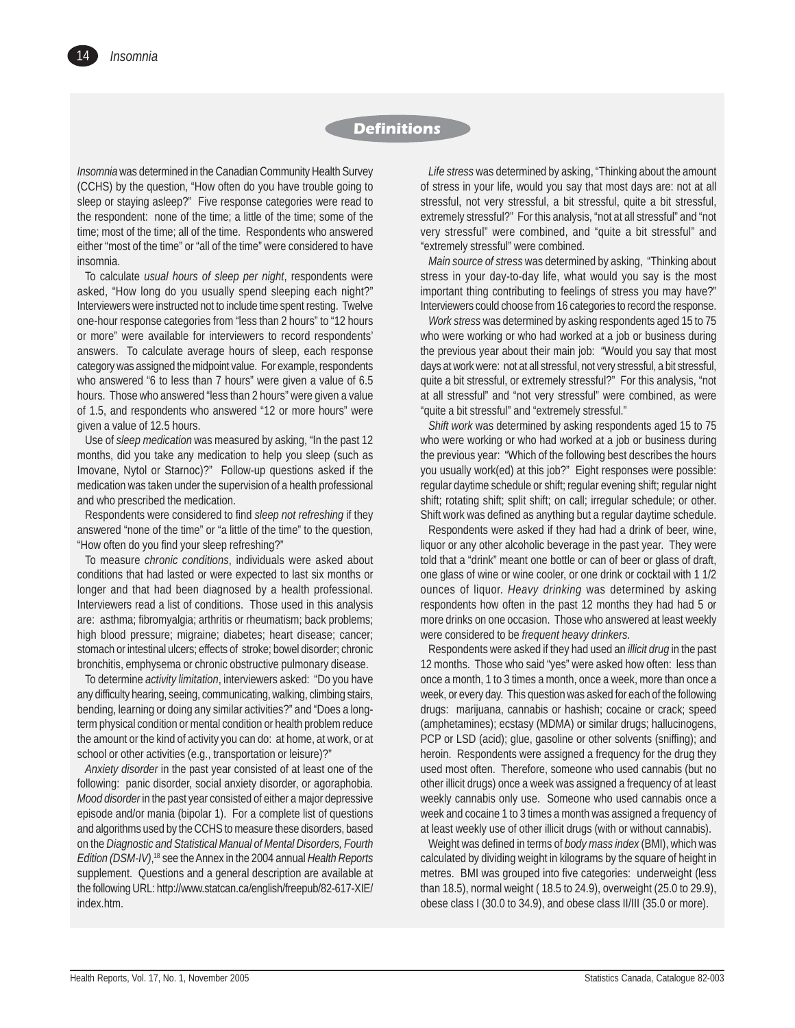## Definitions

*Insomnia* was determined in the Canadian Community Health Survey (CCHS) by the question, "How often do you have trouble going to sleep or staying asleep?" Five response categories were read to the respondent: none of the time; a little of the time; some of the time; most of the time; all of the time. Respondents who answered either "most of the time" or "all of the time" were considered to have insomnia.

To calculate *usual hours of sleep per night*, respondents were asked, "How long do you usually spend sleeping each night?" Interviewers were instructed not to include time spent resting. Twelve one-hour response categories from "less than 2 hours" to "12 hours or more" were available for interviewers to record respondents' answers. To calculate average hours of sleep, each response category was assigned the midpoint value. For example, respondents who answered "6 to less than 7 hours" were given a value of 6.5 hours. Those who answered "less than 2 hours" were given a value of 1.5, and respondents who answered "12 or more hours" were given a value of 12.5 hours.

Use of *sleep medication* was measured by asking, "In the past 12 months, did you take any medication to help you sleep (such as Imovane, Nytol or Starnoc)?" Follow-up questions asked if the medication was taken under the supervision of a health professional and who prescribed the medication.

Respondents were considered to find *sleep not refreshing* if they answered "none of the time" or "a little of the time" to the question, "How often do you find your sleep refreshing?"

To measure *chronic conditions*, individuals were asked about conditions that had lasted or were expected to last six months or longer and that had been diagnosed by a health professional. Interviewers read a list of conditions. Those used in this analysis are: asthma; fibromyalgia; arthritis or rheumatism; back problems; high blood pressure; migraine; diabetes; heart disease; cancer; stomach or intestinal ulcers; effects of stroke; bowel disorder; chronic bronchitis, emphysema or chronic obstructive pulmonary disease.

To determine *activity limitation*, interviewers asked: "Do you have any difficulty hearing, seeing, communicating, walking, climbing stairs, bending, learning or doing any similar activities?" and "Does a long-term physical condition or mental condition or health problem reduce the amount or the kind of activity you can do: at home, at work, or at school or other activities (e.g., transportation or leisure)?"

*Anxiety disorder* in the past year consisted of at least one of the following: panic disorder, social anxiety disorder, or agoraphobia. *Mood disorder* in the past year consisted of either a major depressive episode and/or mania (bipolar 1). For a complete list of questions and algorithms used by the CCHS to measure these disorders, based on the *Diagnostic and Statistical Manual of Mental Disorders, Fourth Edition (DSM-IV)*,[18] see the Annex in the 2004 annual *Health Reports* supplement. Questions and a general description are available at the following URL: http://www.statcan.ca/english/freepub/82-617-XIE/index.htm.

*Life stress* was determined by asking, "Thinking about the amount of stress in your life, would you say that most days are: not at all stressful, not very stressful, a bit stressful, quite a bit stressful, extremely stressful?" For this analysis, "not at all stressful" and "not very stressful" were combined, and "quite a bit stressful" and "extremely stressful" were combined.

*Main source of stress* was determined by asking, "Thinking about stress in your day-to-day life, what would you say is the most important thing contributing to feelings of stress you may have?" Interviewers could choose from 16 categories to record the response.

*Work stress* was determined by asking respondents aged 15 to 75 who were working or who had worked at a job or business during the previous year about their main job: "Would you say that most days at work were: not at all stressful, not very stressful, a bit stressful, quite a bit stressful, or extremely stressful?" For this analysis, "not at all stressful" and "not very stressful" were combined, as were "quite a bit stressful" and "extremely stressful."

*Shift work* was determined by asking respondents aged 15 to 75 who were working or who had worked at a job or business during the previous year: "Which of the following best describes the hours you usually work(ed) at this job?" Eight responses were possible: regular daytime schedule or shift; regular evening shift; regular night shift; rotating shift; split shift; on call; irregular schedule; or other. Shift work was defined as anything but a regular daytime schedule.

Respondents were asked if they had had a drink of beer, wine, liquor or any other alcoholic beverage in the past year. They were told that a "drink" meant one bottle or can of beer or glass of draft, one glass of wine or wine cooler, or one drink or cocktail with 1 1/2 ounces of liquor. *Heavy drinking* was determined by asking respondents how often in the past 12 months they had had 5 or more drinks on one occasion. Those who answered at least weekly were considered to be *frequent heavy drinkers*.

Respondents were asked if they had used an *illicit drug* in the past 12 months. Those who said "yes" were asked how often: less than once a month, 1 to 3 times a month, once a week, more than once a week, or every day. This question was asked for each of the following drugs: marijuana, cannabis or hashish; cocaine or crack; speed (amphetamines); ecstasy (MDMA) or similar drugs; hallucinogens, PCP or LSD (acid); glue, gasoline or other solvents (sniffing); and heroin. Respondents were assigned a frequency for the drug they used most often. Therefore, someone who used cannabis (but no other illicit drugs) once a week was assigned a frequency of at least weekly cannabis only use. Someone who used cannabis once a week and cocaine 1 to 3 times a month was assigned a frequency of at least weekly use of other illicit drugs (with or without cannabis).

Weight was defined in terms of *body mass index* (BMI), which was calculated by dividing weight in kilograms by the square of height in metres. BMI was grouped into five categories: underweight (less than 18.5), normal weight ( 18.5 to 24.9), overweight (25.0 to 29.9), obese class I (30.0 to 34.9), and obese class II/III (35.0 or more).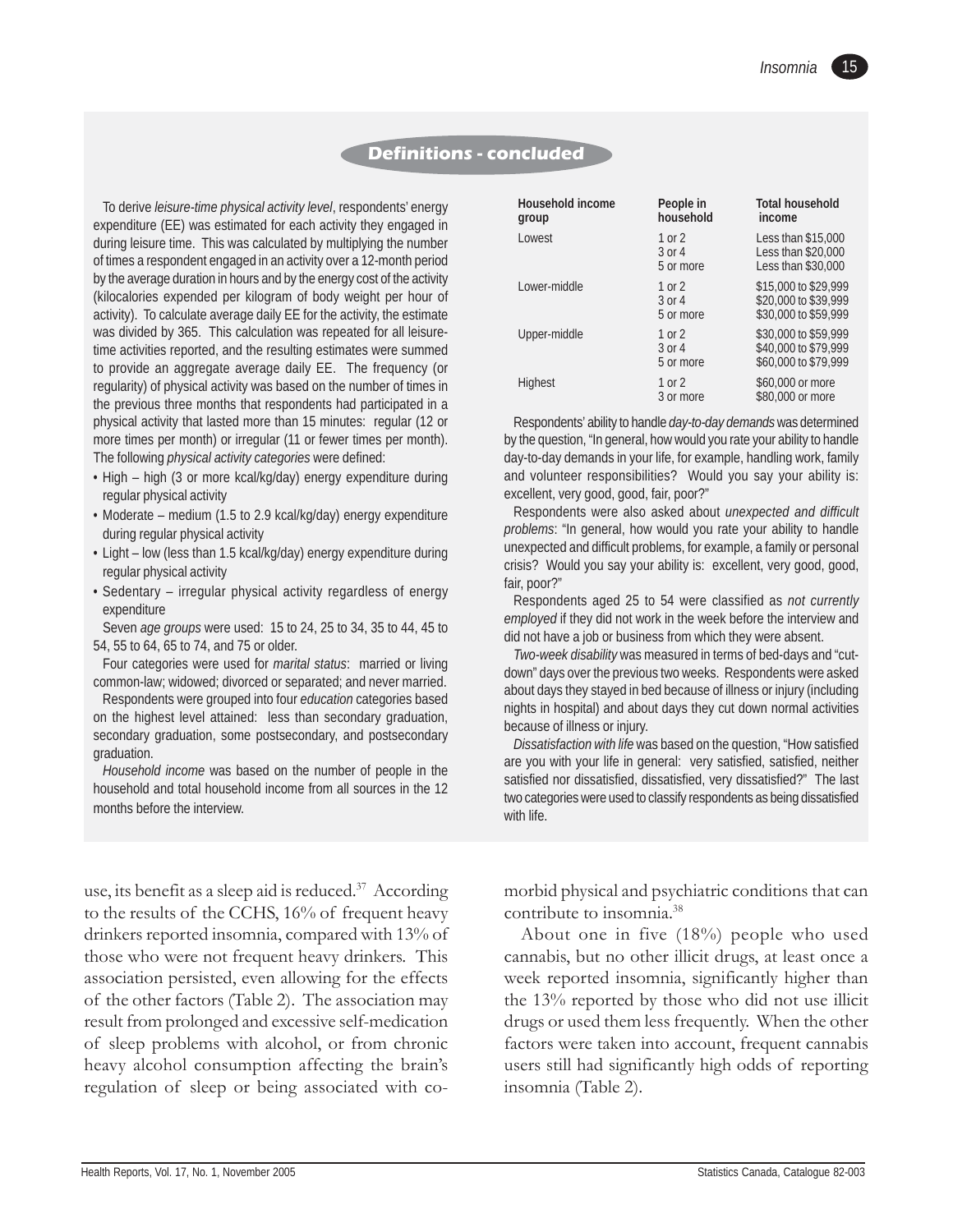## Definitions - concluded

To derive *leisure-time physical activity level*, respondents' energy expenditure (EE) was estimated for each activity they engaged in during leisure time. This was calculated by multiplying the number of times a respondent engaged in an activity over a 12-month period by the average duration in hours and by the energy cost of the activity (kilocalories expended per kilogram of body weight per hour of activity). To calculate average daily EE for the activity, the estimate was divided by 365. This calculation was repeated for all leisure-time activities reported, and the resulting estimates were summed to provide an aggregate average daily EE. The frequency (or regularity) of physical activity was based on the number of times in the previous three months that respondents had participated in a physical activity that lasted more than 15 minutes: regular (12 or more times per month) or irregular (11 or fewer times per month). The following *physical activity categories* were defined:

- High – high (3 or more kcal/kg/day) energy expenditure during regular physical activity
- Moderate – medium (1.5 to 2.9 kcal/kg/day) energy expenditure during regular physical activity
- Light – low (less than 1.5 kcal/kg/day) energy expenditure during regular physical activity
- Sedentary – irregular physical activity regardless of energy expenditure

Seven *age groups* were used: 15 to 24, 25 to 34, 35 to 44, 45 to 54, 55 to 64, 65 to 74, and 75 or older.

Four categories were used for *marital status*: married or living common-law; widowed; divorced or separated; and never married.

Respondents were grouped into four *education* categories based on the highest level attained: less than secondary graduation, secondary graduation, some postsecondary, and postsecondary graduation.

*Household income* was based on the number of people in the household and total household income from all sources in the 12 months before the interview.

| Household income group | People in household | Total household income |
|---|---|---|
| Lowest | 1 or 2 | Less than $15,000 |
| | 3 or 4 | Less than $20,000 |
| | 5 or more | Less than $30,000 |
| Lower-middle | 1 or 2 | $15,000 to $29,999 |
| | 3 or 4 | $20,000 to $39,999 |
| | 5 or more | $30,000 to $59,999 |
| Upper-middle | 1 or 2 | $30,000 to $59,999 |
| | 3 or 4 | $40,000 to $79,999 |
| | 5 or more | $60,000 to $79,999 |
| Highest | 1 or 2 | $60,000 or more |
| | 3 or more | $80,000 or more |

Respondents' ability to handle *day-to-day demands* was determined by the question, "In general, how would you rate your ability to handle day-to-day demands in your life, for example, handling work, family and volunteer responsibilities? Would you say your ability is: excellent, very good, good, fair, poor?"

Respondents were also asked about *unexpected and difficult problems*: "In general, how would you rate your ability to handle unexpected and difficult problems, for example, a family or personal crisis? Would you say your ability is: excellent, very good, good, fair, poor?"

Respondents aged 25 to 54 were classified as *not currently employed* if they did not work in the week before the interview and did not have a job or business from which they were absent.

*Two-week disability* was measured in terms of bed-days and "cut-down" days over the previous two weeks. Respondents were asked about days they stayed in bed because of illness or injury (including nights in hospital) and about days they cut down normal activities because of illness or injury.

*Dissatisfaction with life* was based on the question, "How satisfied are you with your life in general: very satisfied, satisfied, neither satisfied nor dissatisfied, dissatisfied, very dissatisfied?" The last two categories were used to classify respondents as being dissatisfied with life.

use, its benefit as a sleep aid is reduced.[37] According to the results of the CCHS, 16% of frequent heavy drinkers reported insomnia, compared with 13% of those who were not frequent heavy drinkers. This association persisted, even allowing for the effects of the other factors (Table 2). The association may result from prolonged and excessive self-medication of sleep problems with alcohol, or from chronic heavy alcohol consumption affecting the brain's regulation of sleep or being associated with co-morbid physical and psychiatric conditions that can contribute to insomnia.[38]

About one in five (18%) people who used cannabis, but no other illicit drugs, at least once a week reported insomnia, significantly higher than the 13% reported by those who did not use illicit drugs or used them less frequently. When the other factors were taken into account, frequent cannabis users still had significantly high odds of reporting insomnia (Table 2).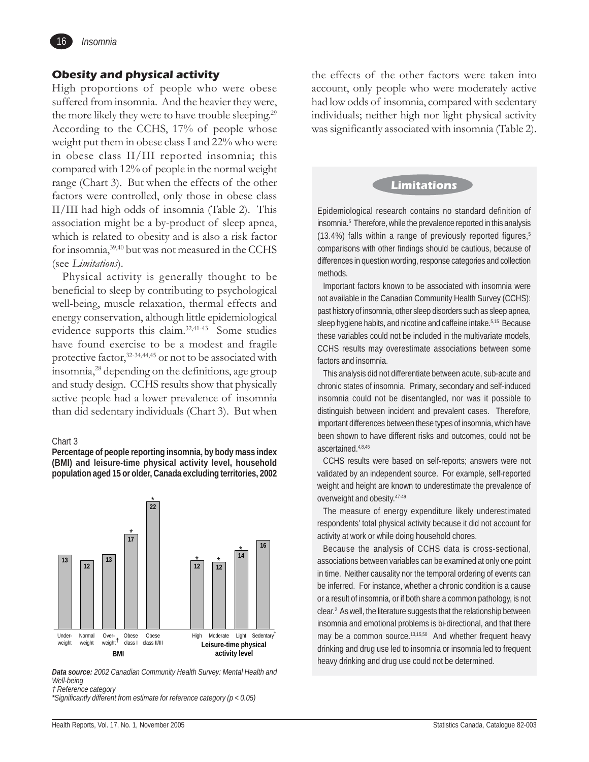## Obesity and physical activity

High proportions of people who were obese suffered from insomnia. And the heavier they were, the more likely they were to have trouble sleeping.[29] According to the CCHS, 17% of people whose weight put them in obese class I and 22% who were in obese class II/III reported insomnia; this compared with 12% of people in the normal weight range (Chart 3). But when the effects of the other factors were controlled, only those in obese class II/III had high odds of insomnia (Table 2). This association might be a by-product of sleep apnea, which is related to obesity and is also a risk factor for insomnia,[39,40] but was not measured in the CCHS (see *Limitations*).

Physical activity is generally thought to be beneficial to sleep by contributing to psychological well-being, muscle relaxation, thermal effects and energy conservation, although little epidemiological evidence supports this claim.[32,41-43] Some studies have found exercise to be a modest and fragile protective factor,[32-34,44,45] or not to be associated with insomnia,[28] depending on the definitions, age group and study design. CCHS results show that physically active people had a lower prevalence of insomnia than did sedentary individuals (Chart 3). But when the effects of the other factors were taken into account, only people who were moderately active had low odds of insomnia, compared with sedentary individuals; neither high nor light physical activity was significantly associated with insomnia (Table 2).

Chart 3

**Percentage of people reporting insomnia, by body mass index (BMI) and leisure-time physical activity level, household population aged 15 or older, Canada excluding territories, 2002**

| Group | Category | % |
|---|---|---|
| BMI | Underweight | 13 |
| | Normal weight | 12 |
| | Overweight† | 13 |
| | Obese class I | 17* |
| | Obese class II/III | 22* |
| Leisure-time physical activity level | High | 12* |
| | Moderate | 12* |
| | Light | 14* |
| | Sedentary† | 16 |

***Data source:*** *2002 Canadian Community Health Survey: Mental Health and Well-being*

*† Reference category*

*\*Significantly different from estimate for reference category (p < 0.05)*

### Limitations

Epidemiological research contains no standard definition of insomnia.[5] Therefore, while the prevalence reported in this analysis (13.4%) falls within a range of previously reported figures,[5] comparisons with other findings should be cautious, because of differences in question wording, response categories and collection methods.

Important factors known to be associated with insomnia were not available in the Canadian Community Health Survey (CCHS): past history of insomnia, other sleep disorders such as sleep apnea, sleep hygiene habits, and nicotine and caffeine intake.[5,15] Because these variables could not be included in the multivariate models, CCHS results may overestimate associations between some factors and insomnia.

This analysis did not differentiate between acute, sub-acute and chronic states of insomnia. Primary, secondary and self-induced insomnia could not be disentangled, nor was it possible to distinguish between incident and prevalent cases. Therefore, important differences between these types of insomnia, which have been shown to have different risks and outcomes, could not be ascertained.[4,8,46]

CCHS results were based on self-reports; answers were not validated by an independent source. For example, self-reported weight and height are known to underestimate the prevalence of overweight and obesity.[47-49]

The measure of energy expenditure likely underestimated respondents' total physical activity because it did not account for activity at work or while doing household chores.

Because the analysis of CCHS data is cross-sectional, associations between variables can be examined at only one point in time. Neither causality nor the temporal ordering of events can be inferred. For instance, whether a chronic condition is a cause or a result of insomnia, or if both share a common pathology, is not clear.[2] As well, the literature suggests that the relationship between insomnia and emotional problems is bi-directional, and that there may be a common source.[13,15,50] And whether frequent heavy drinking and drug use led to insomnia or insomnia led to frequent heavy drinking and drug use could not be determined.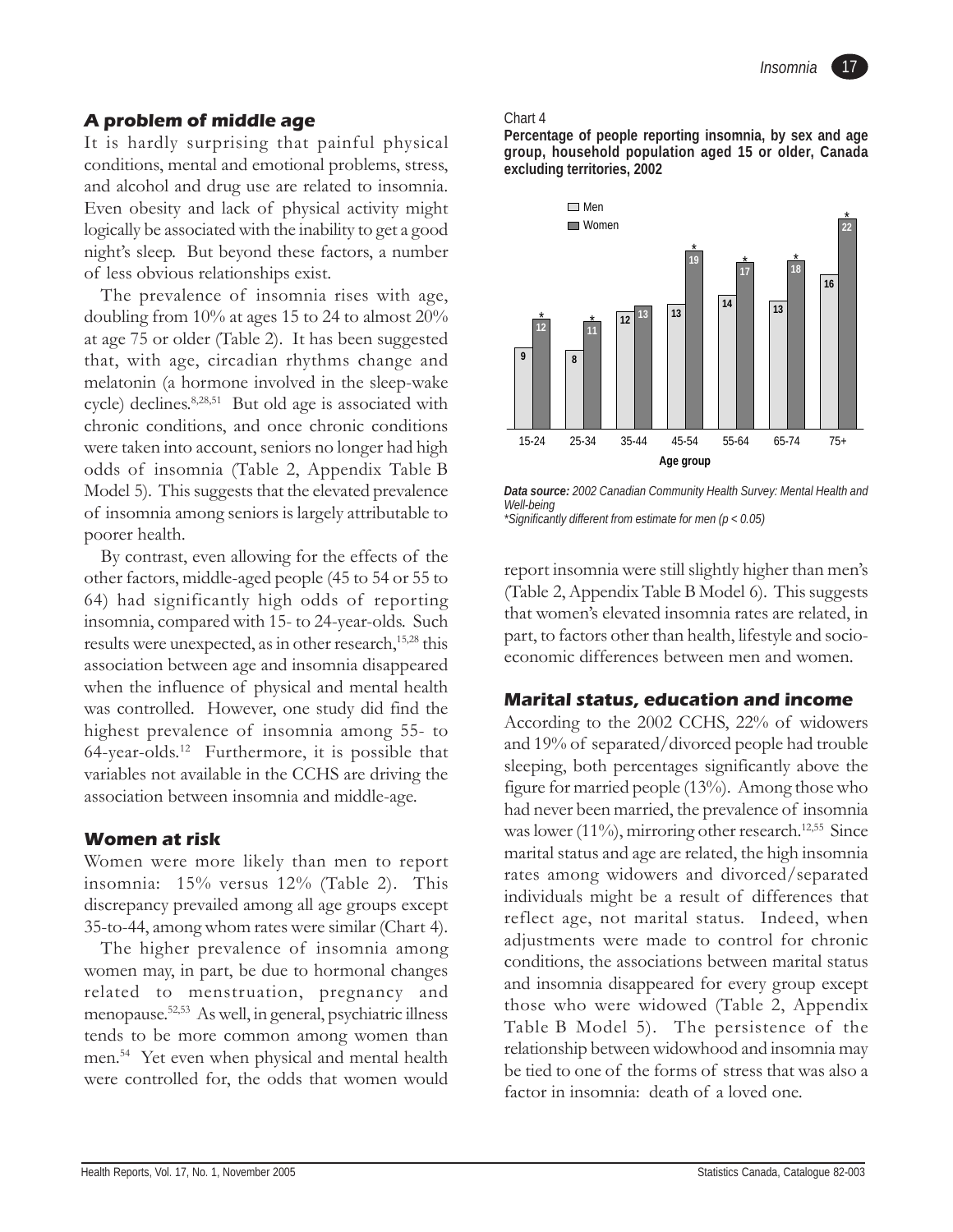## A problem of middle age

It is hardly surprising that painful physical conditions, mental and emotional problems, stress, and alcohol and drug use are related to insomnia. Even obesity and lack of physical activity might logically be associated with the inability to get a good night's sleep. But beyond these factors, a number of less obvious relationships exist.

The prevalence of insomnia rises with age, doubling from 10% at ages 15 to 24 to almost 20% at age 75 or older (Table 2). It has been suggested that, with age, circadian rhythms change and melatonin (a hormone involved in the sleep-wake cycle) declines.[8,28,51] But old age is associated with chronic conditions, and once chronic conditions were taken into account, seniors no longer had high odds of insomnia (Table 2, Appendix Table B Model 5). This suggests that the elevated prevalence of insomnia among seniors is largely attributable to poorer health.

By contrast, even allowing for the effects of the other factors, middle-aged people (45 to 54 or 55 to 64) had significantly high odds of reporting insomnia, compared with 15- to 24-year-olds. Such results were unexpected, as in other research,[15,28] this association between age and insomnia disappeared when the influence of physical and mental health was controlled. However, one study did find the highest prevalence of insomnia among 55- to 64-year-olds.[12] Furthermore, it is possible that variables not available in the CCHS are driving the association between insomnia and middle-age.

## Women at risk

Women were more likely than men to report insomnia: 15% versus 12% (Table 2). This discrepancy prevailed among all age groups except 35-to-44, among whom rates were similar (Chart 4).

The higher prevalence of insomnia among women may, in part, be due to hormonal changes related to menstruation, pregnancy and menopause.[52,53] As well, in general, psychiatric illness tends to be more common among women than men.[54] Yet even when physical and mental health were controlled for, the odds that women would report insomnia were still slightly higher than men's (Table 2, Appendix Table B Model 6). This suggests that women's elevated insomnia rates are related, in part, to factors other than health, lifestyle and socio-economic differences between men and women.

Chart 4

**Percentage of people reporting insomnia, by sex and age group, household population aged 15 or older, Canada excluding territories, 2002**

| Age group | Men | Women |
|---|---|---|
| 15-24 | 9 | 12* |
| 25-34 | 8 | 11* |
| 35-44 | 12 | 13 |
| 45-54 | 13 | 19* |
| 55-64 | 14 | 17* |
| 65-74 | 13 | 18* |
| 75+ | 16 | 22* |

***Data source:*** *2002 Canadian Community Health Survey: Mental Health and Well-being*
*\*Significantly different from estimate for men (p < 0.05)*

## Marital status, education and income

According to the 2002 CCHS, 22% of widowers and 19% of separated/divorced people had trouble sleeping, both percentages significantly above the figure for married people (13%). Among those who had never been married, the prevalence of insomnia was lower (11%), mirroring other research.[12,55] Since marital status and age are related, the high insomnia rates among widowers and divorced/separated individuals might be a result of differences that reflect age, not marital status. Indeed, when adjustments were made to control for chronic conditions, the associations between marital status and insomnia disappeared for every group except those who were widowed (Table 2, Appendix Table B Model 5). The persistence of the relationship between widowhood and insomnia may be tied to one of the forms of stress that was also a factor in insomnia: death of a loved one.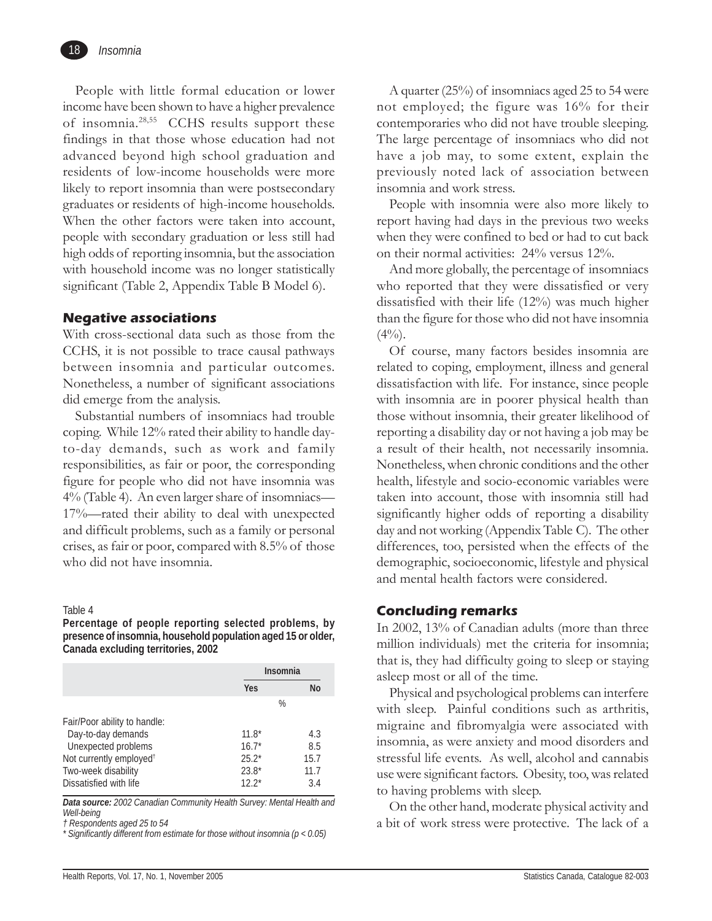People with little formal education or lower income have been shown to have a higher prevalence of insomnia.[28,55] CCHS results support these findings in that those whose education had not advanced beyond high school graduation and residents of low-income households were more likely to report insomnia than were postsecondary graduates or residents of high-income households. When the other factors were taken into account, people with secondary graduation or less still had high odds of reporting insomnia, but the association with household income was no longer statistically significant (Table 2, Appendix Table B Model 6).

## Negative associations

With cross-sectional data such as those from the CCHS, it is not possible to trace causal pathways between insomnia and particular outcomes. Nonetheless, a number of significant associations did emerge from the analysis.

Substantial numbers of insomniacs had trouble coping. While 12% rated their ability to handle day-to-day demands, such as work and family responsibilities, as fair or poor, the corresponding figure for people who did not have insomnia was 4% (Table 4). An even larger share of insomniacs—17%—rated their ability to deal with unexpected and difficult problems, such as a family or personal crises, as fair or poor, compared with 8.5% of those who did not have insomnia.

Table 4

**Percentage of people reporting selected problems, by presence of insomnia, household population aged 15 or older, Canada excluding territories, 2002**

| | Insomnia | |
|---|---|---|
| | Yes | No |
| | % | |
| Fair/Poor ability to handle: | | |
| Day-to-day demands | 11.8* | 4.3 |
| Unexpected problems | 16.7* | 8.5 |
| Not currently employed† | 25.2* | 15.7 |
| Two-week disability | 23.8* | 11.7 |
| Dissatisfied with life | 12.2* | 3.4 |

***Data source:*** *2002 Canadian Community Health Survey: Mental Health and Well-being*

*† Respondents aged 25 to 54*

*\* Significantly different from estimate for those without insomnia ($p < 0.05$)*

A quarter (25%) of insomniacs aged 25 to 54 were not employed; the figure was 16% for their contemporaries who did not have trouble sleeping. The large percentage of insomniacs who did not have a job may, to some extent, explain the previously noted lack of association between insomnia and work stress.

People with insomnia were also more likely to report having had days in the previous two weeks when they were confined to bed or had to cut back on their normal activities: 24% versus 12%.

And more globally, the percentage of insomniacs who reported that they were dissatisfied or very dissatisfied with their life (12%) was much higher than the figure for those who did not have insomnia (4%).

Of course, many factors besides insomnia are related to coping, employment, illness and general dissatisfaction with life. For instance, since people with insomnia are in poorer physical health than those without insomnia, their greater likelihood of reporting a disability day or not having a job may be a result of their health, not necessarily insomnia. Nonetheless, when chronic conditions and the other health, lifestyle and socio-economic variables were taken into account, those with insomnia still had significantly higher odds of reporting a disability day and not working (Appendix Table C). The other differences, too, persisted when the effects of the demographic, socioeconomic, lifestyle and physical and mental health factors were considered.

## Concluding remarks

In 2002, 13% of Canadian adults (more than three million individuals) met the criteria for insomnia; that is, they had difficulty going to sleep or staying asleep most or all of the time.

Physical and psychological problems can interfere with sleep. Painful conditions such as arthritis, migraine and fibromyalgia were associated with insomnia, as were anxiety and mood disorders and stressful life events. As well, alcohol and cannabis use were significant factors. Obesity, too, was related to having problems with sleep.

On the other hand, moderate physical activity and a bit of work stress were protective. The lack of a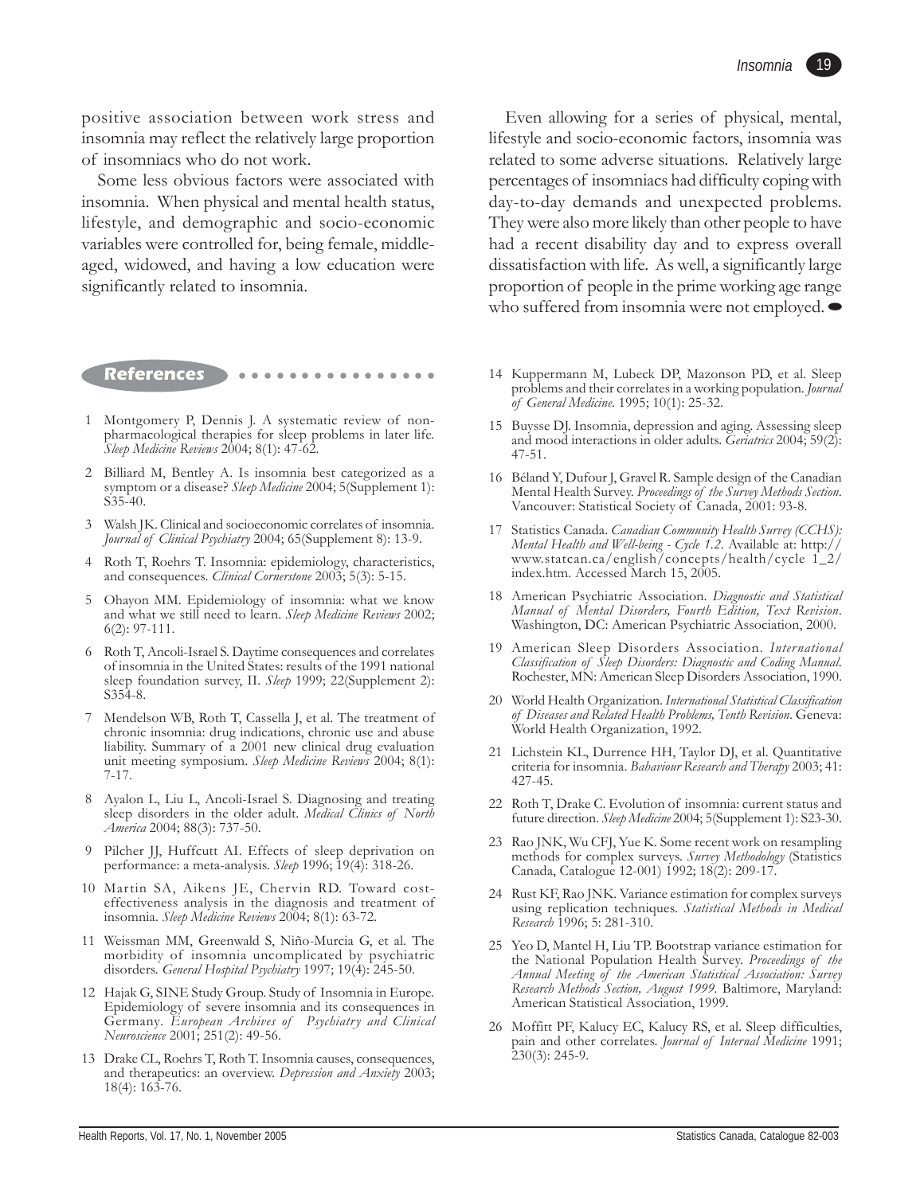positive association between work stress and insomnia may reflect the relatively large proportion of insomniacs who do not work.

Some less obvious factors were associated with insomnia. When physical and mental health status, lifestyle, and demographic and socio-economic variables were controlled for, being female, middle-aged, widowed, and having a low education were significantly related to insomnia.

Even allowing for a series of physical, mental, lifestyle and socio-economic factors, insomnia was related to some adverse situations. Relatively large percentages of insomniacs had difficulty coping with day-to-day demands and unexpected problems. They were also more likely than other people to have had a recent disability day and to express overall dissatisfaction with life. As well, a significantly large proportion of people in the prime working age range who suffered from insomnia were not employed.

## References

1. Montgomery P, Dennis J. A systematic review of non-pharmacological therapies for sleep problems in later life. *Sleep Medicine Reviews* 2004; 8(1): 47-62.
2. Billiard M, Bentley A. Is insomnia best categorized as a symptom or a disease? *Sleep Medicine* 2004; 5(Supplement 1): S35-40.
3. Walsh JK. Clinical and socioeconomic correlates of insomnia. *Journal of Clinical Psychiatry* 2004; 65(Supplement 8): 13-9.
4. Roth T, Roehrs T. Insomnia: epidemiology, characteristics, and consequences. *Clinical Cornerstone* 2003; 5(3): 5-15.
5. Ohayon MM. Epidemiology of insomnia: what we know and what we still need to learn. *Sleep Medicine Reviews* 2002; 6(2): 97-111.
6. Roth T, Ancoli-Israel S. Daytime consequences and correlates of insomnia in the United States: results of the 1991 national sleep foundation survey, II. *Sleep* 1999; 22(Supplement 2): S354-8.
7. Mendelson WB, Roth T, Cassella J, et al. The treatment of chronic insomnia: drug indications, chronic use and abuse liability. Summary of a 2001 new clinical drug evaluation unit meeting symposium. *Sleep Medicine Reviews* 2004; 8(1): 7-17.
8. Ayalon L, Liu L, Ancoli-Israel S. Diagnosing and treating sleep disorders in the older adult. *Medical Clinics of North America* 2004; 88(3): 737-50.
9. Pilcher JJ, Huffcutt AI. Effects of sleep deprivation on performance: a meta-analysis. *Sleep* 1996; 19(4): 318-26.
10. Martin SA, Aikens JE, Chervin RD. Toward cost-effectiveness analysis in the diagnosis and treatment of insomnia. *Sleep Medicine Reviews* 2004; 8(1): 63-72.
11. Weissman MM, Greenwald S, Niño-Murcia G, et al. The morbidity of insomnia uncomplicated by psychiatric disorders. *General Hospital Psychiatry* 1997; 19(4): 245-50.
12. Hajak G, SINE Study Group. Study of Insomnia in Europe. Epidemiology of severe insomnia and its consequences in Germany. *European Archives of Psychiatry and Clinical Neuroscience* 2001; 251(2): 49-56.
13. Drake CL, Roehrs T, Roth T. Insomnia causes, consequences, and therapeutics: an overview. *Depression and Anxiety* 2003; 18(4): 163-76.
14. Kuppermann M, Lubeck DP, Mazonson PD, et al. Sleep problems and their correlates in a working population. *Journal of General Medicine*. 1995; 10(1): 25-32.
15. Buysse DJ. Insomnia, depression and aging. Assessing sleep and mood interactions in older adults. *Geriatrics* 2004; 59(2): 47-51.
16. Béland Y, Dufour J, Gravel R. Sample design of the Canadian Mental Health Survey. *Proceedings of the Survey Methods Section*. Vancouver: Statistical Society of Canada, 2001: 93-8.
17. Statistics Canada. *Canadian Community Health Survey (CCHS): Mental Health and Well-being - Cycle 1.2*. Available at: http://www.statcan.ca/english/concepts/health/cycle 1_2/index.htm. Accessed March 15, 2005.
18. American Psychiatric Association. *Diagnostic and Statistical Manual of Mental Disorders, Fourth Edition, Text Revision*. Washington, DC: American Psychiatric Association, 2000.
19. American Sleep Disorders Association. *International Classification of Sleep Disorders: Diagnostic and Coding Manual*. Rochester, MN: American Sleep Disorders Association, 1990.
20. World Health Organization. *International Statistical Classification of Diseases and Related Health Problems, Tenth Revision*. Geneva: World Health Organization, 1992.
21. Lichstein KL, Durrence HH, Taylor DJ, et al. Quantitative criteria for insomnia. *Bahaviour Research and Therapy* 2003; 41: 427-45.
22. Roth T, Drake C. Evolution of insomnia: current status and future direction. *Sleep Medicine* 2004; 5(Supplement 1): S23-30.
23. Rao JNK, Wu CFJ, Yue K. Some recent work on resampling methods for complex surveys. *Survey Methodology* (Statistics Canada, Catalogue 12-001) 1992; 18(2): 209-17.
24. Rust KF, Rao JNK. Variance estimation for complex surveys using replication techniques. *Statistical Methods in Medical Research* 1996; 5: 281-310.
25. Yeo D, Mantel H, Liu TP. Bootstrap variance estimation for the National Population Health Survey. *Proceedings of the Annual Meeting of the American Statistical Association: Survey Research Methods Section, August 1999*. Baltimore, Maryland: American Statistical Association, 1999.
26. Moffitt PF, Kalucy EC, Kalucy RS, et al. Sleep difficulties, pain and other correlates. *Journal of Internal Medicine* 1991; 230(3): 245-9.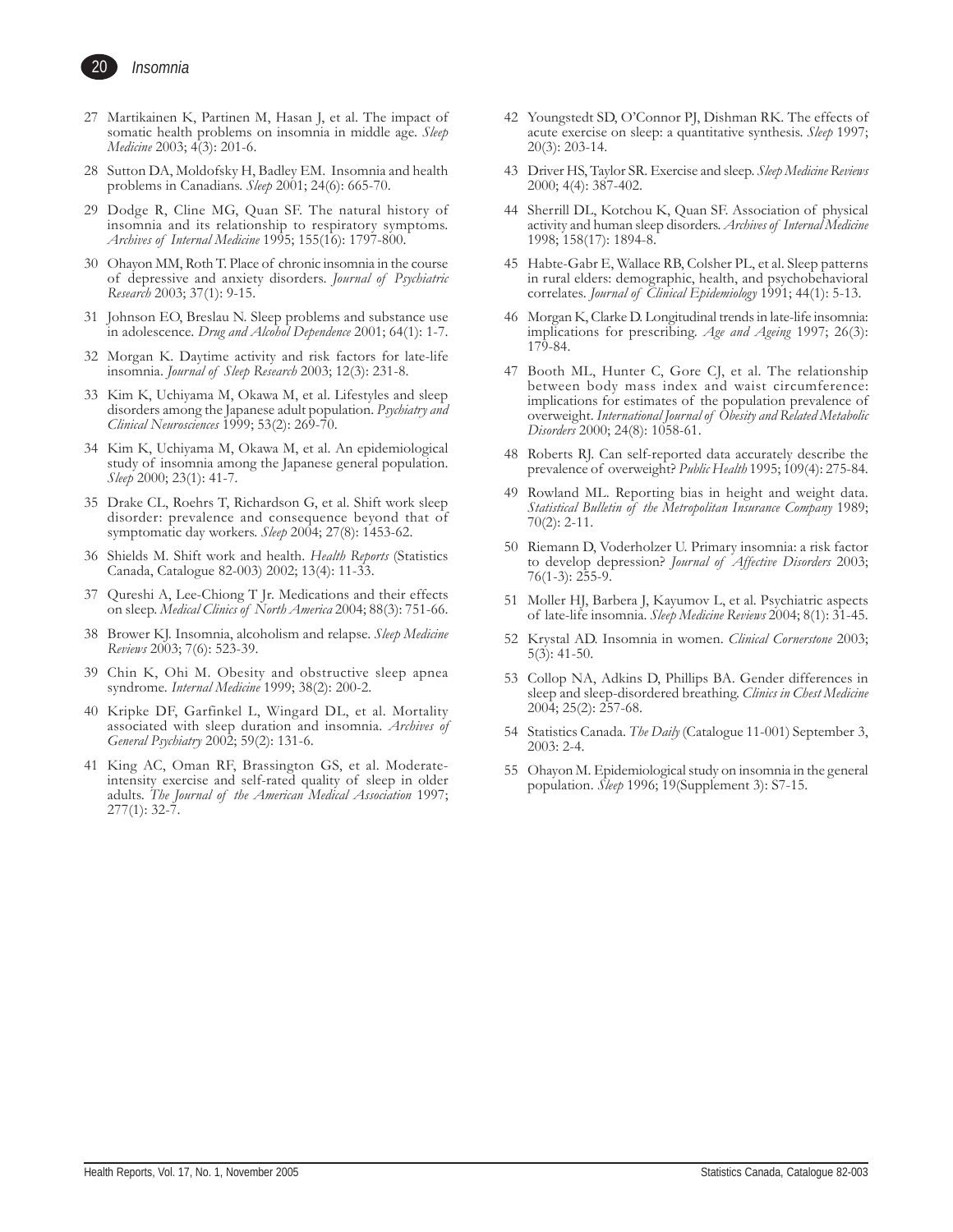27 Martikainen K, Partinen M, Hasan J, et al. The impact of somatic health problems on insomnia in middle age. *Sleep Medicine* 2003; 4(3): 201-6.

28 Sutton DA, Moldofsky H, Badley EM. Insomnia and health problems in Canadians. *Sleep* 2001; 24(6): 665-70.

29 Dodge R, Cline MG, Quan SF. The natural history of insomnia and its relationship to respiratory symptoms. *Archives of Internal Medicine* 1995; 155(16): 1797-800.

30 Ohayon MM, Roth T. Place of chronic insomnia in the course of depressive and anxiety disorders. *Journal of Psychiatric Research* 2003; 37(1): 9-15.

31 Johnson EO, Breslau N. Sleep problems and substance use in adolescence. *Drug and Alcohol Dependence* 2001; 64(1): 1-7.

32 Morgan K. Daytime activity and risk factors for late-life insomnia. *Journal of Sleep Research* 2003; 12(3): 231-8.

33 Kim K, Uchiyama M, Okawa M, et al. Lifestyles and sleep disorders among the Japanese adult population. *Psychiatry and Clinical Neurosciences* 1999; 53(2): 269-70.

34 Kim K, Uchiyama M, Okawa M, et al. An epidemiological study of insomnia among the Japanese general population. *Sleep* 2000; 23(1): 41-7.

35 Drake CL, Roehrs T, Richardson G, et al. Shift work sleep disorder: prevalence and consequence beyond that of symptomatic day workers. *Sleep* 2004; 27(8): 1453-62.

36 Shields M. Shift work and health. *Health Reports* (Statistics Canada, Catalogue 82-003) 2002; 13(4): 11-33.

37 Qureshi A, Lee-Chiong T Jr. Medications and their effects on sleep. *Medical Clinics of North America* 2004; 88(3): 751-66.

38 Brower KJ. Insomnia, alcoholism and relapse. *Sleep Medicine Reviews* 2003; 7(6): 523-39.

39 Chin K, Ohi M. Obesity and obstructive sleep apnea syndrome. *Internal Medicine* 1999; 38(2): 200-2.

40 Kripke DF, Garfinkel L, Wingard DL, et al. Mortality associated with sleep duration and insomnia. *Archives of General Psychiatry* 2002; 59(2): 131-6.

41 King AC, Oman RF, Brassington GS, et al. Moderate-intensity exercise and self-rated quality of sleep in older adults. *The Journal of the American Medical Association* 1997; 277(1): 32-7.

42 Youngstedt SD, O'Connor PJ, Dishman RK. The effects of acute exercise on sleep: a quantitative synthesis. *Sleep* 1997; 20(3): 203-14.

43 Driver HS, Taylor SR. Exercise and sleep. *Sleep Medicine Reviews* 2000; 4(4): 387-402.

44 Sherrill DL, Kotchou K, Quan SF. Association of physical activity and human sleep disorders. *Archives of Internal Medicine* 1998; 158(17): 1894-8.

45 Habte-Gabr E, Wallace RB, Colsher PL, et al. Sleep patterns in rural elders: demographic, health, and psychobehavioral correlates. *Journal of Clinical Epidemiology* 1991; 44(1): 5-13.

46 Morgan K, Clarke D. Longitudinal trends in late-life insomnia: implications for prescribing. *Age and Ageing* 1997; 26(3): 179-84.

47 Booth ML, Hunter C, Gore CJ, et al. The relationship between body mass index and waist circumference: implications for estimates of the population prevalence of overweight. *International Journal of Obesity and Related Metabolic Disorders* 2000; 24(8): 1058-61.

48 Roberts RJ. Can self-reported data accurately describe the prevalence of overweight? *Public Health* 1995; 109(4): 275-84.

49 Rowland ML. Reporting bias in height and weight data. *Statistical Bulletin of the Metropolitan Insurance Company* 1989; 70(2): 2-11.

50 Riemann D, Voderholzer U. Primary insomnia: a risk factor to develop depression? *Journal of Affective Disorders* 2003; 76(1-3): 255-9.

51 Moller HJ, Barbera J, Kayumov L, et al. Psychiatric aspects of late-life insomnia. *Sleep Medicine Reviews* 2004; 8(1): 31-45.

52 Krystal AD. Insomnia in women. *Clinical Cornerstone* 2003; 5(3): 41-50.

53 Collop NA, Adkins D, Phillips BA. Gender differences in sleep and sleep-disordered breathing. *Clinics in Chest Medicine* 2004; 25(2): 257-68.

54 Statistics Canada. *The Daily* (Catalogue 11-001) September 3, 2003: 2-4.

55 Ohayon M. Epidemiological study on insomnia in the general population. *Sleep* 1996; 19(Supplement 3): S7-15.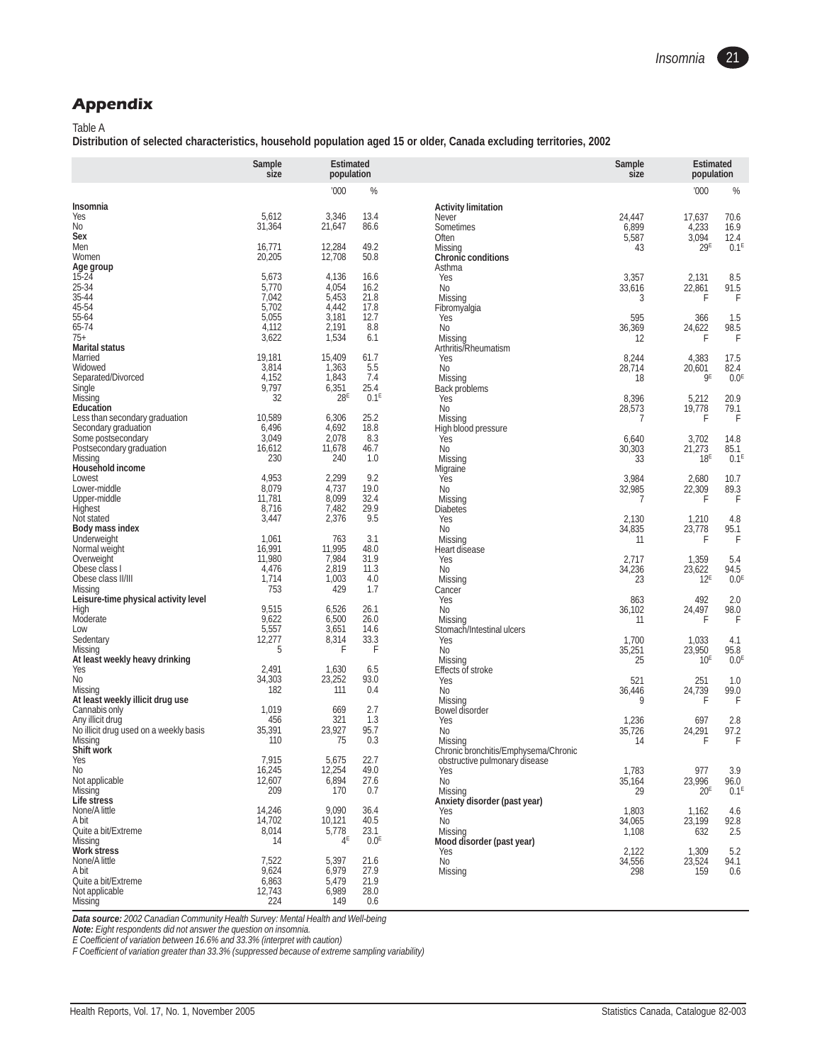## Appendix

Table A

**Distribution of selected characteristics, household population aged 15 or older, Canada excluding territories, 2002**

| | Sample size | Estimated population | |
|---|---|---|---|
| | | '000 | % |
| **Insomnia** | | | |
| Yes | 5,612 | 3,346 | 13.4 |
| No | 31,364 | 21,647 | 86.6 |
| **Sex** | | | |
| Men | 16,771 | 12,284 | 49.2 |
| Women | 20,205 | 12,708 | 50.8 |
| **Age group** | | | |
| 15-24 | 5,673 | 4,136 | 16.6 |
| 25-34 | 5,770 | 4,054 | 16.2 |
| 35-44 | 7,042 | 5,453 | 21.8 |
| 45-54 | 5,702 | 4,442 | 17.8 |
| 55-64 | 5,055 | 3,181 | 12.7 |
| 65-74 | 4,112 | 2,191 | 8.8 |
| 75+ | 3,622 | 1,534 | 6.1 |
| **Marital status** | | | |
| Married | 19,181 | 15,409 | 61.7 |
| Widowed | 3,814 | 1,363 | 5.5 |
| Separated/Divorced | 4,152 | 1,843 | 7.4 |
| Single | 9,797 | 6,351 | 25.4 |
| Missing | 32 | 28E | 0.1E |
| **Education** | | | |
| Less than secondary graduation | 10,589 | 6,306 | 25.2 |
| Secondary graduation | 6,496 | 4,692 | 18.8 |
| Some postsecondary | 3,049 | 2,078 | 8.3 |
| Postsecondary graduation | 16,612 | 11,678 | 46.7 |
| Missing | 230 | 240 | 1.0 |
| **Household income** | | | |
| Lowest | 4,953 | 2,299 | 9.2 |
| Lower-middle | 8,079 | 4,737 | 19.0 |
| Upper-middle | 11,781 | 8,099 | 32.4 |
| Highest | 8,716 | 7,482 | 29.9 |
| Not stated | 3,447 | 2,376 | 9.5 |
| **Body mass index** | | | |
| Underweight | 1,061 | 763 | 3.1 |
| Normal weight | 16,991 | 11,995 | 48.0 |
| Overweight | 11,980 | 7,984 | 31.9 |
| Obese class I | 4,476 | 2,819 | 11.3 |
| Obese class II/III | 1,714 | 1,003 | 4.0 |
| Missing | 753 | 429 | 1.7 |
| **Leisure-time physical activity level** | | | |
| High | 9,515 | 6,526 | 26.1 |
| Moderate | 9,622 | 6,500 | 26.0 |
| Low | 5,557 | 3,651 | 14.6 |
| Sedentary | 12,277 | 8,314 | 33.3 |
| Missing | 5 | F | F |
| **At least weekly heavy drinking** | | | |
| Yes | 2,491 | 1,630 | 6.5 |
| No | 34,303 | 23,252 | 93.0 |
| Missing | 182 | 111 | 0.4 |
| **At least weekly illicit drug use** | | | |
| Cannabis only | 1,019 | 669 | 2.7 |
| Any illicit drug | 456 | 321 | 1.3 |
| No illicit drug used on a weekly basis | 35,391 | 23,927 | 95.7 |
| Missing | 110 | 75 | 0.3 |
| **Shift work** | | | |
| Yes | 7,915 | 5,675 | 22.7 |
| No | 16,245 | 12,254 | 49.0 |
| Not applicable | 12,607 | 6,894 | 27.6 |
| Missing | 209 | 170 | 0.7 |
| **Life stress** | | | |
| None/A little | 14,246 | 9,090 | 36.4 |
| A bit | 14,702 | 10,121 | 40.5 |
| Quite a bit/Extreme | 8,014 | 5,778 | 23.1 |
| Missing | 14 | 4E | 0.0E |
| **Work stress** | | | |
| None/A little | 7,522 | 5,397 | 21.6 |
| A bit | 9,624 | 6,979 | 27.9 |
| Quite a bit/Extreme | 6,863 | 5,479 | 21.9 |
| Not applicable | 12,743 | 6,989 | 28.0 |
| Missing | 224 | 149 | 0.6 |
| **Activity limitation** | | | |
| Never | 24,447 | 17,637 | 70.6 |
| Sometimes | 6,899 | 4,233 | 16.9 |
| Often | 5,587 | 3,094 | 12.4 |
| Missing | 43 | 29E | 0.1E |
| **Chronic conditions** | | | |
| Asthma | | | |
| Yes | 3,357 | 2,131 | 8.5 |
| No | 33,616 | 22,861 | 91.5 |
| Missing | 3 | F | F |
| Fibromyalgia | | | |
| Yes | 595 | 366 | 1.5 |
| No | 36,369 | 24,622 | 98.5 |
| Missing | 12 | F | F |
| Arthritis/Rheumatism | | | |
| Yes | 8,244 | 4,383 | 17.5 |
| No | 28,714 | 20,601 | 82.4 |
| Missing | 18 | 9E | 0.0E |
| Back problems | | | |
| Yes | 8,396 | 5,212 | 20.9 |
| No | 28,573 | 19,778 | 79.1 |
| Missing | 7 | F | F |
| High blood pressure | | | |
| Yes | 6,640 | 3,702 | 14.8 |
| No | 30,303 | 21,273 | 85.1 |
| Missing | 33 | 18E | 0.1E |
| Migraine | | | |
| Yes | 3,984 | 2,680 | 10.7 |
| No | 32,985 | 22,309 | 89.3 |
| Missing | 7 | F | F |
| Diabetes | | | |
| Yes | 2,130 | 1,210 | 4.8 |
| No | 34,835 | 23,778 | 95.1 |
| Missing | 11 | F | F |
| Heart disease | | | |
| Yes | 2,717 | 1,359 | 5.4 |
| No | 34,236 | 23,622 | 94.5 |
| Missing | 23 | 12E | 0.0E |
| Cancer | | | |
| Yes | 863 | 492 | 2.0 |
| No | 36,102 | 24,497 | 98.0 |
| Missing | 11 | F | F |
| Stomach/Intestinal ulcers | | | |
| Yes | 1,700 | 1,033 | 4.1 |
| No | 35,251 | 23,950 | 95.8 |
| Missing | 25 | 10E | 0.0E |
| Effects of stroke | | | |
| Yes | 521 | 251 | 1.0 |
| No | 36,446 | 24,739 | 99.0 |
| Missing | 9 | F | F |
| Bowel disorder | | | |
| Yes | 1,236 | 697 | 2.8 |
| No | 35,726 | 24,291 | 97.2 |
| Missing | 14 | F | F |
| Chronic bronchitis/Emphysema/Chronic obstructive pulmonary disease | | | |
| Yes | 1,783 | 977 | 3.9 |
| No | 35,164 | 23,996 | 96.0 |
| Missing | 29 | 20E | 0.1E |
| **Anxiety disorder (past year)** | | | |
| Yes | 1,803 | 1,162 | 4.6 |
| No | 34,065 | 23,199 | 92.8 |
| Missing | 1,108 | 632 | 2.5 |
| **Mood disorder (past year)** | | | |
| Yes | 2,122 | 1,309 | 5.2 |
| No | 34,556 | 23,524 | 94.1 |
| Missing | 298 | 159 | 0.6 |

***Data source:*** *2002 Canadian Community Health Survey: Mental Health and Well-being*

***Note:*** *Eight respondents did not answer the question on insomnia.*

*E Coefficient of variation between 16.6% and 33.3% (interpret with caution)*

*F Coefficient of variation greater than 33.3% (suppressed because of extreme sampling variability)*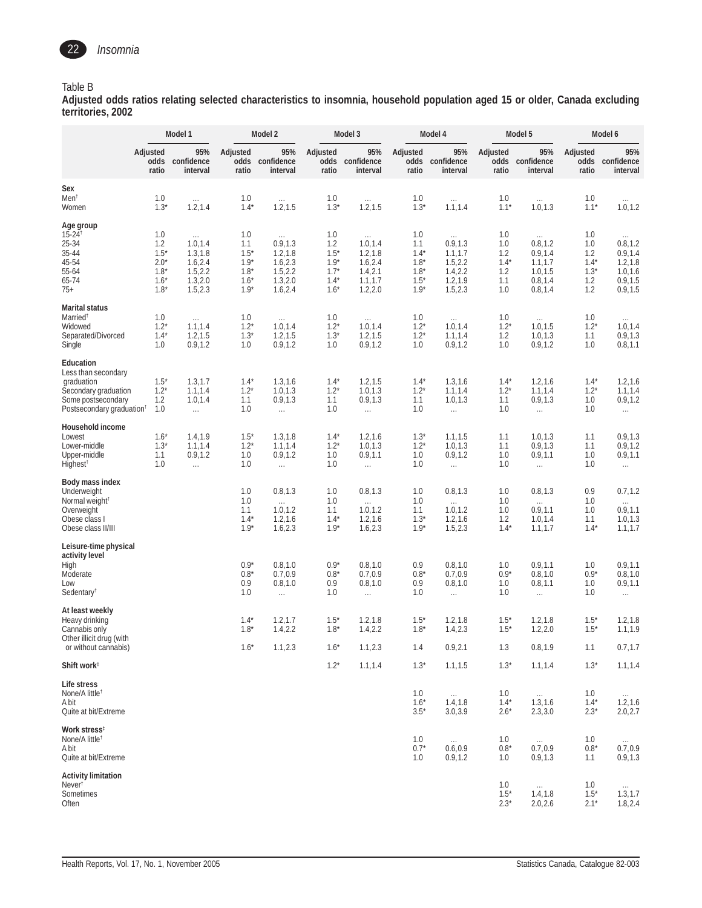Table B

**Adjusted odds ratios relating selected characteristics to insomnia, household population aged 15 or older, Canada excluding territories, 2002**

| | Model 1 | | Model 2 | | Model 3 | | Model 4 | | Model 5 | | Model 6 | |
|---|---|---|---|---|---|---|---|---|---|---|---|---|
| | Adjusted odds ratio | 95% confidence interval | Adjusted odds ratio | 95% confidence interval | Adjusted odds ratio | 95% confidence interval | Adjusted odds ratio | 95% confidence interval | Adjusted odds ratio | 95% confidence interval | Adjusted odds ratio | 95% confidence interval |
| **Sex** | | | | | | | | | | | | |
| Men† | 1.0 | ... | 1.0 | ... | 1.0 | ... | 1.0 | ... | 1.0 | ... | 1.0 | ... |
| Women | 1.3* | 1.2,1.4 | 1.4* | 1.2,1.5 | 1.3* | 1.2,1.5 | 1.3* | 1.1,1.4 | 1.1* | 1.0,1.3 | 1.1* | 1.0,1.2 |
| **Age group** | | | | | | | | | | | | |
| 15-24† | 1.0 | ... | 1.0 | ... | 1.0 | ... | 1.0 | ... | 1.0 | ... | 1.0 | ... |
| 25-34 | 1.2 | 1.0,1.4 | 1.1 | 0.9,1.3 | 1.2 | 1.0,1.4 | 1.1 | 0.9,1.3 | 1.0 | 0.8,1.2 | 1.0 | 0.8,1.2 |
| 35-44 | 1.5* | 1.3,1.8 | 1.5* | 1.2,1.8 | 1.5* | 1.2,1.8 | 1.4* | 1.1,1.7 | 1.2 | 0.9,1.4 | 1.2 | 0.9,1.4 |
| 45-54 | 2.0* | 1.6,2.4 | 1.9* | 1.6,2.3 | 1.9* | 1.6,2.4 | 1.8* | 1.5,2.2 | 1.4* | 1.1,1.7 | 1.4* | 1.2,1.8 |
| 55-64 | 1.8* | 1.5,2.2 | 1.8* | 1.5,2.2 | 1.7* | 1.4,2.1 | 1.8* | 1.4,2.2 | 1.2 | 1.0,1.5 | 1.3* | 1.0,1.6 |
| 65-74 | 1.6* | 1.3,2.0 | 1.6* | 1.3,2.0 | 1.4* | 1.1,1.7 | 1.5* | 1.2,1.9 | 1.1 | 0.8,1.4 | 1.2 | 0.9,1.5 |
| 75+ | 1.8* | 1.5,2.3 | 1.9* | 1.6,2.4 | 1.6* | 1.2,2.0 | 1.9* | 1.5,2.3 | 1.0 | 0.8,1.4 | 1.2 | 0.9,1.5 |
| **Marital status** | | | | | | | | | | | | |
| Married† | 1.0 | ... | 1.0 | ... | 1.0 | ... | 1.0 | ... | 1.0 | ... | 1.0 | ... |
| Widowed | 1.2* | 1.1,1.4 | 1.2* | 1.0,1.4 | 1.2* | 1.0,1.4 | 1.2* | 1.0,1.4 | 1.2* | 1.0,1.5 | 1.2* | 1.0,1.4 |
| Separated/Divorced | 1.4* | 1.2,1.5 | 1.3* | 1.2,1.5 | 1.3* | 1.2,1.5 | 1.2* | 1.1,1.4 | 1.2 | 1.0,1.3 | 1.1 | 0.9,1.3 |
| Single | 1.0 | 0.9,1.2 | 1.0 | 0.9,1.2 | 1.0 | 0.9,1.2 | 1.0 | 0.9,1.2 | 1.0 | 0.9,1.2 | 1.0 | 0.8,1.1 |
| **Education** | | | | | | | | | | | | |
| Less than secondary graduation | 1.5* | 1.3,1.7 | 1.4* | 1.3,1.6 | 1.4* | 1.2,1.5 | 1.4* | 1.3,1.6 | 1.4* | 1.2,1.6 | 1.4* | 1.2,1.6 |
| Secondary graduation | 1.2* | 1.1,1.4 | 1.2* | 1.0,1.3 | 1.2* | 1.0,1.3 | 1.2* | 1.1,1.4 | 1.2* | 1.1,1.4 | 1.2* | 1.1,1.4 |
| Some postsecondary | 1.2 | 1.0,1.4 | 1.1 | 0.9,1.3 | 1.1 | 0.9,1.3 | 1.1 | 1.0,1.3 | 1.1 | 0.9,1.3 | 1.0 | 0.9,1.2 |
| Postsecondary graduation† | 1.0 | ... | 1.0 | ... | 1.0 | ... | 1.0 | ... | 1.0 | ... | 1.0 | ... |
| **Household income** | | | | | | | | | | | | |
| Lowest | 1.6* | 1.4,1.9 | 1.5* | 1.3,1.8 | 1.4* | 1.2,1.6 | 1.3* | 1.1,1.5 | 1.1 | 1.0,1.3 | 1.1 | 0.9,1.3 |
| Lower-middle | 1.3* | 1.1,1.4 | 1.2* | 1.1,1.4 | 1.2* | 1.0,1.3 | 1.2* | 1.0,1.3 | 1.1 | 0.9,1.3 | 1.1 | 0.9,1.2 |
| Upper-middle | 1.1 | 0.9,1.2 | 1.0 | 0.9,1.2 | 1.0 | 0.9,1.1 | 1.0 | 0.9,1.2 | 1.0 | 0.9,1.1 | 1.0 | 0.9,1.1 |
| Highest† | 1.0 | ... | 1.0 | ... | 1.0 | ... | 1.0 | ... | 1.0 | ... | 1.0 | ... |
| **Body mass index** | | | | | | | | | | | | |
| Underweight | | | 1.0 | 0.8,1.3 | 1.0 | 0.8,1.3 | 1.0 | 0.8,1.3 | 1.0 | 0.8,1.3 | 0.9 | 0.7,1.2 |
| Normal weight† | | | 1.0 | ... | 1.0 | ... | 1.0 | ... | 1.0 | ... | 1.0 | ... |
| Overweight | | | 1.1 | 1.0,1.2 | 1.1 | 1.0,1.2 | 1.1 | 1.0,1.2 | 1.0 | 0.9,1.1 | 1.0 | 0.9,1.1 |
| Obese class I | | | 1.4* | 1.2,1.6 | 1.4* | 1.2,1.6 | 1.3* | 1.2,1.6 | 1.2 | 1.0,1.4 | 1.1 | 1.0,1.3 |
| Obese class II/III | | | 1.9* | 1.6,2.3 | 1.9* | 1.6,2.3 | 1.9* | 1.5,2.3 | 1.4* | 1.1,1.7 | 1.4* | 1.1,1.7 |
| **Leisure-time physical activity level** | | | | | | | | | | | | |
| High | | | 0.9* | 0.8,1.0 | 0.9* | 0.8,1.0 | 0.9 | 0.8,1.0 | 1.0 | 0.9,1.1 | 1.0 | 0.9,1.1 |
| Moderate | | | 0.8* | 0.7,0.9 | 0.8* | 0.7,0.9 | 0.8* | 0.7,0.9 | 0.9* | 0.8,1.0 | 0.9* | 0.8,1.0 |
| Low | | | 0.9 | 0.8,1.0 | 0.9 | 0.8,1.0 | 0.9 | 0.8,1.0 | 1.0 | 0.8,1.1 | 1.0 | 0.9,1.1 |
| Sedentary† | | | 1.0 | ... | 1.0 | ... | 1.0 | ... | 1.0 | ... | 1.0 | ... |
| **At least weekly** | | | | | | | | | | | | |
| Heavy drinking | | | 1.4* | 1.2,1.7 | 1.5* | 1.2,1.8 | 1.5* | 1.2,1.8 | 1.5* | 1.2,1.8 | 1.5* | 1.2,1.8 |
| Cannabis only | | | 1.8* | 1.4,2.2 | 1.8* | 1.4,2.2 | 1.8* | 1.4,2.3 | 1.5* | 1.2,2.0 | 1.5* | 1.1,1.9 |
| Other illicit drug (with or without cannabis) | | | 1.6* | 1.1,2.3 | 1.6* | 1.1,2.3 | 1.4 | 0.9,2.1 | 1.3 | 0.8,1.9 | 1.1 | 0.7,1.7 |
| **Shift work‡** | | | | | 1.2* | 1.1,1.4 | 1.3* | 1.1,1.5 | 1.3* | 1.1,1.4 | 1.3* | 1.1,1.4 |
| **Life stress** | | | | | | | | | | | | |
| None/A little† | | | | | | | 1.0 | ... | 1.0 | ... | 1.0 | ... |
| A bit | | | | | | | 1.6* | 1.4,1.8 | 1.4* | 1.3,1.6 | 1.4* | 1.2,1.6 |
| Quite at bit/Extreme | | | | | | | 3.5* | 3.0,3.9 | 2.6* | 2.3,3.0 | 2.3* | 2.0,2.7 |
| **Work stress‡** | | | | | | | | | | | | |
| None/A little† | | | | | | | 1.0 | ... | 1.0 | ... | 1.0 | ... |
| A bit | | | | | | | 0.7* | 0.6,0.9 | 0.8* | 0.7,0.9 | 0.8* | 0.7,0.9 |
| Quite at bit/Extreme | | | | | | | 1.0 | 0.9,1.2 | 1.0 | 0.9,1.3 | 1.1 | 0.9,1.3 |
| **Activity limitation** | | | | | | | | | | | | |
| Never† | | | | | | | | | 1.0 | ... | 1.0 | ... |
| Sometimes | | | | | | | | | 1.5* | 1.4,1.8 | 1.5* | 1.3,1.7 |
| Often | | | | | | | | | 2.3* | 2.0,2.6 | 2.1* | 1.8,2.4 |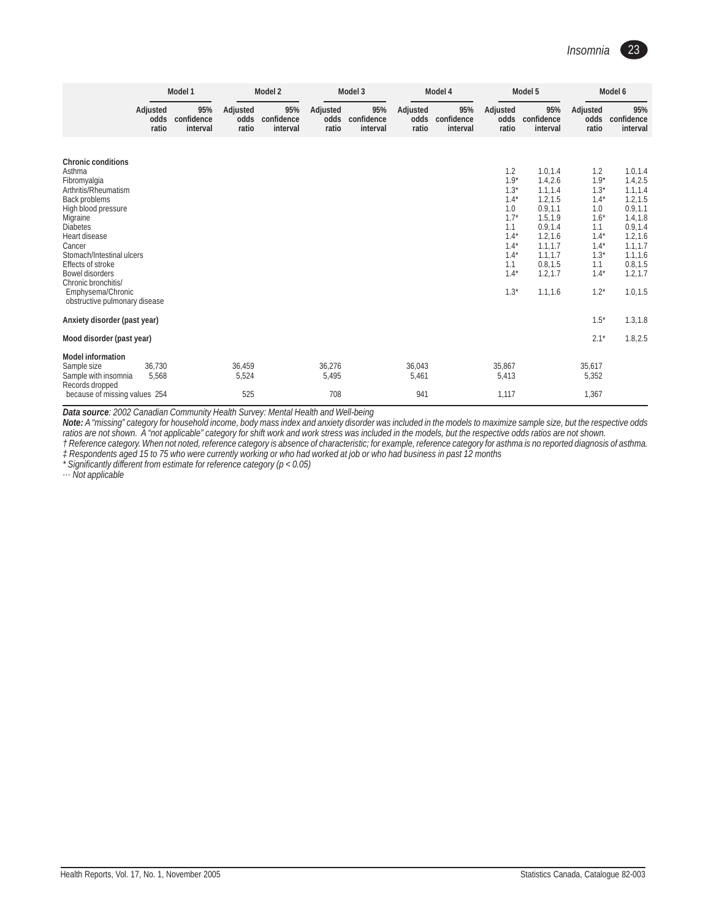| | Model 1 | | Model 2 | | Model 3 | | Model 4 | | Model 5 | | Model 6 | |
|---|---|---|---|---|---|---|---|---|---|---|---|---|
| | Adjusted odds ratio | 95% confidence interval | Adjusted odds ratio | 95% confidence interval | Adjusted odds ratio | 95% confidence interval | Adjusted odds ratio | 95% confidence interval | Adjusted odds ratio | 95% confidence interval | Adjusted odds ratio | 95% confidence interval |
| **Chronic conditions** | | | | | | | | | | | | |
| Asthma | | | | | | | | | 1.2 | 1.0,1.4 | 1.2 | 1.0,1.4 |
| Fibromyalgia | | | | | | | | | 1.9* | 1.4,2.6 | 1.9* | 1.4,2.5 |
| Arthritis/Rheumatism | | | | | | | | | 1.3* | 1.1,1.4 | 1.3* | 1.1,1.4 |
| Back problems | | | | | | | | | 1.4* | 1.2,1.5 | 1.4* | 1.2,1.5 |
| High blood pressure | | | | | | | | | 1.0 | 0.9,1.1 | 1.0 | 0.9,1.1 |
| Migraine | | | | | | | | | 1.7* | 1.5,1.9 | 1.6* | 1.4,1.8 |
| Diabetes | | | | | | | | | 1.1 | 0.9,1.4 | 1.1 | 0.9,1.4 |
| Heart disease | | | | | | | | | 1.4* | 1.2,1.6 | 1.4* | 1.2,1.6 |
| Cancer | | | | | | | | | 1.4* | 1.1,1.7 | 1.4* | 1.1,1.7 |
| Stomach/Intestinal ulcers | | | | | | | | | 1.4* | 1.1,1.7 | 1.3* | 1.1,1.6 |
| Effects of stroke | | | | | | | | | 1.1 | 0.8,1.5 | 1.1 | 0.8,1.5 |
| Bowel disorders | | | | | | | | | 1.4* | 1.2,1.7 | 1.4* | 1.2,1.7 |
| Chronic bronchitis/ Emphysema/Chronic obstructive pulmonary disease | | | | | | | | | 1.3* | 1.1,1.6 | 1.2* | 1.0,1.5 |
| **Anxiety disorder (past year)** | | | | | | | | | | | 1.5* | 1.3,1.8 |
| **Mood disorder (past year)** | | | | | | | | | | | 2.1* | 1.8,2.5 |
| **Model information** | | | | | | | | | | | | |
| Sample size | 36,730 | | 36,459 | | 36,276 | | 36,043 | | 35,867 | | 35,617 | |
| Sample with insomnia | 5,568 | | 5,524 | | 5,495 | | 5,461 | | 5,413 | | 5,352 | |
| Records dropped because of missing values | 254 | | 525 | | 708 | | 941 | | 1,117 | | 1,367 | |

***Data source**: 2002 Canadian Community Health Survey: Mental Health and Well-being*

***Note:** A "missing" category for household income, body mass index and anxiety disorder was included in the models to maximize sample size, but the respective odds ratios are not shown. A "not applicable" category for shift work and work stress was included in the models, but the respective odds ratios are not shown.*

*† Reference category. When not noted, reference category is absence of characteristic; for example, reference category for asthma is no reported diagnosis of asthma.*

*‡ Respondents aged 15 to 75 who were currently working or who had worked at job or who had business in past 12 months*

*\* Significantly different from estimate for reference category ($p < 0.05$)*

*... Not applicable*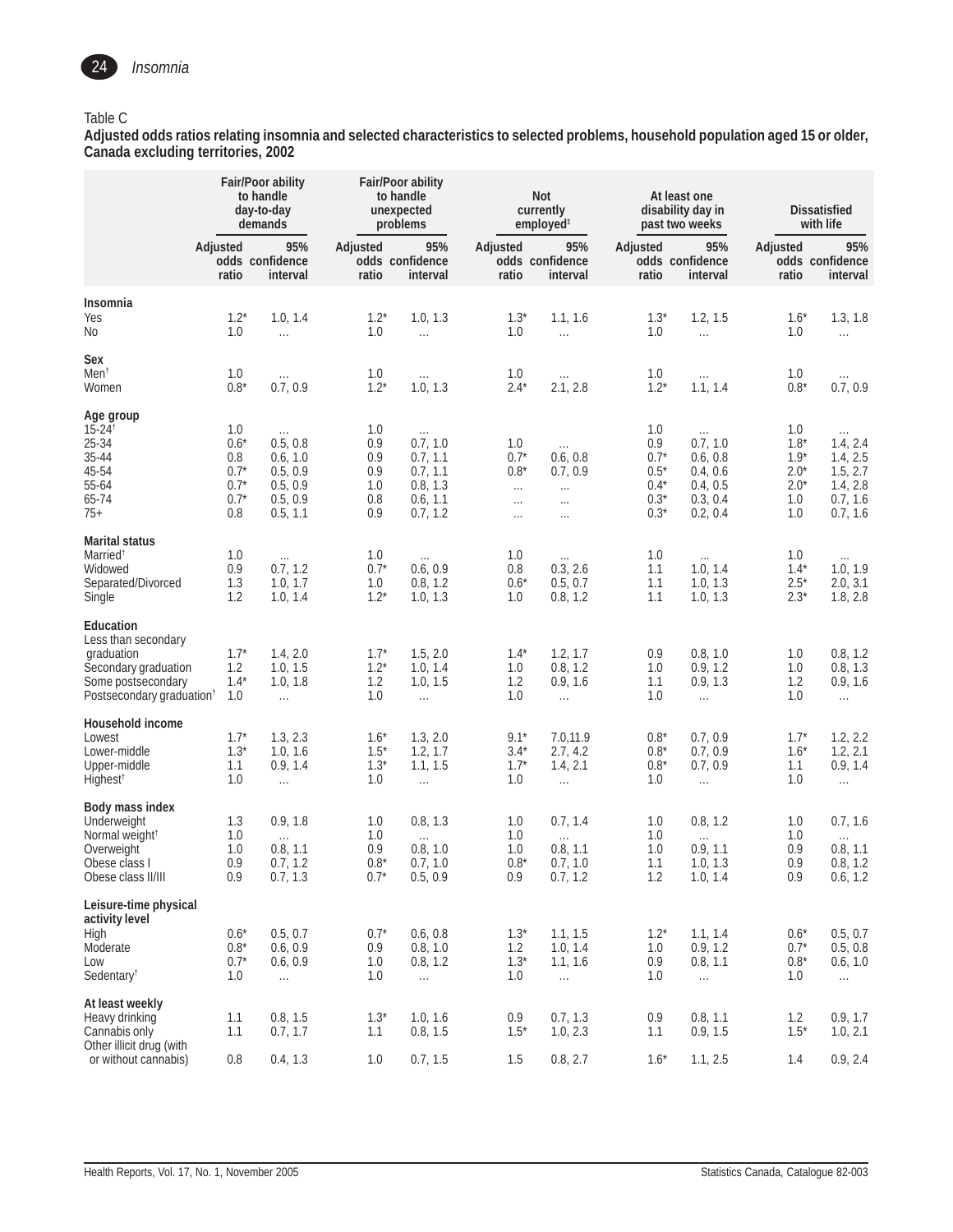Table C

**Adjusted odds ratios relating insomnia and selected characteristics to selected problems, household population aged 15 or older, Canada excluding territories, 2002**

| | Fair/Poor ability to handle day-to-day demands | | Fair/Poor ability to handle unexpected problems | | Not currently employed‡ | | At least one disability day in past two weeks | | Dissatisfied with life | |
|---|---|---|---|---|---|---|---|---|---|---|
| | Adjusted odds ratio | 95% confidence interval | Adjusted odds ratio | 95% confidence interval | Adjusted odds ratio | 95% confidence interval | Adjusted odds ratio | 95% confidence interval | Adjusted odds ratio | 95% confidence interval |
| **Insomnia** | | | | | | | | | | |
| Yes | 1.2* | 1.0, 1.4 | 1.2* | 1.0, 1.3 | 1.3* | 1.1, 1.6 | 1.3* | 1.2, 1.5 | 1.6* | 1.3, 1.8 |
| No | 1.0 | ... | 1.0 | ... | 1.0 | ... | 1.0 | ... | 1.0 | ... |
| **Sex** | | | | | | | | | | |
| Men† | 1.0 | ... | 1.0 | ... | 1.0 | ... | 1.0 | ... | 1.0 | ... |
| Women | 0.8* | 0.7, 0.9 | 1.2* | 1.0, 1.3 | 2.4* | 2.1, 2.8 | 1.2* | 1.1, 1.4 | 0.8* | 0.7, 0.9 |
| **Age group** | | | | | | | | | | |
| 15-24† | 1.0 | ... | 1.0 | ... | | | 1.0 | ... | 1.0 | ... |
| 25-34 | 0.6* | 0.5, 0.8 | 0.9 | 0.7, 1.0 | 1.0 | ... | 0.9 | 0.7, 1.0 | 1.8* | 1.4, 2.4 |
| 35-44 | 0.8 | 0.6, 1.0 | 0.9 | 0.7, 1.1 | 0.7* | 0.6, 0.8 | 0.7* | 0.6, 0.8 | 1.9* | 1.4, 2.5 |
| 45-54 | 0.7* | 0.5, 0.9 | 0.9 | 0.7, 1.1 | 0.8* | 0.7, 0.9 | 0.5* | 0.4, 0.6 | 2.0* | 1.5, 2.7 |
| 55-64 | 0.7* | 0.5, 0.9 | 1.0 | 0.8, 1.3 | ... | ... | 0.4* | 0.4, 0.5 | 2.0* | 1.4, 2.8 |
| 65-74 | 0.7* | 0.5, 0.9 | 0.8 | 0.6, 1.1 | ... | ... | 0.3* | 0.3, 0.4 | 1.0 | 0.7, 1.6 |
| 75+ | 0.8 | 0.5, 1.1 | 0.9 | 0.7, 1.2 | ... | ... | 0.3* | 0.2, 0.4 | 1.0 | 0.7, 1.6 |
| **Marital status** | | | | | | | | | | |
| Married† | 1.0 | ... | 1.0 | ... | 1.0 | ... | 1.0 | ... | 1.0 | ... |
| Widowed | 0.9 | 0.7, 1.2 | 0.7* | 0.6, 0.9 | 0.8 | 0.3, 2.6 | 1.1 | 1.0, 1.4 | 1.4* | 1.0, 1.9 |
| Separated/Divorced | 1.3 | 1.0, 1.7 | 1.0 | 0.8, 1.2 | 0.6* | 0.5, 0.7 | 1.1 | 1.0, 1.3 | 2.5* | 2.0, 3.1 |
| Single | 1.2 | 1.0, 1.4 | 1.2* | 1.0, 1.3 | 1.0 | 0.8, 1.2 | 1.1 | 1.0, 1.3 | 2.3* | 1.8, 2.8 |
| **Education** | | | | | | | | | | |
| Less than secondary graduation | 1.7* | 1.4, 2.0 | 1.7* | 1.5, 2.0 | 1.4* | 1.2, 1.7 | 0.9 | 0.8, 1.0 | 1.0 | 0.8, 1.2 |
| Secondary graduation | 1.2 | 1.0, 1.5 | 1.2* | 1.0, 1.4 | 1.0 | 0.8, 1.2 | 1.0 | 0.9, 1.2 | 1.0 | 0.8, 1.3 |
| Some postsecondary | 1.4* | 1.0, 1.8 | 1.2 | 1.0, 1.5 | 1.2 | 0.9, 1.6 | 1.1 | 0.9, 1.3 | 1.2 | 0.9, 1.6 |
| Postsecondary graduation† | 1.0 | ... | 1.0 | ... | 1.0 | ... | 1.0 | ... | 1.0 | ... |
| **Household income** | | | | | | | | | | |
| Lowest | 1.7* | 1.3, 2.3 | 1.6* | 1.3, 2.0 | 9.1* | 7.0,11.9 | 0.8* | 0.7, 0.9 | 1.7* | 1.2, 2.2 |
| Lower-middle | 1.3* | 1.0, 1.6 | 1.5* | 1.2, 1.7 | 3.4* | 2.7, 4.2 | 0.8* | 0.7, 0.9 | 1.6* | 1.2, 2.1 |
| Upper-middle | 1.1 | 0.9, 1.4 | 1.3* | 1.1, 1.5 | 1.7* | 1.4, 2.1 | 0.8* | 0.7, 0.9 | 1.1 | 0.9, 1.4 |
| Highest† | 1.0 | ... | 1.0 | ... | 1.0 | ... | 1.0 | ... | 1.0 | ... |
| **Body mass index** | | | | | | | | | | |
| Underweight | 1.3 | 0.9, 1.8 | 1.0 | 0.8, 1.3 | 1.0 | 0.7, 1.4 | 1.0 | 0.8, 1.2 | 1.0 | 0.7, 1.6 |
| Normal weight† | 1.0 | ... | 1.0 | ... | 1.0 | ... | 1.0 | ... | 1.0 | ... |
| Overweight | 1.0 | 0.8, 1.1 | 0.9 | 0.8, 1.0 | 1.0 | 0.8, 1.1 | 1.0 | 0.9, 1.1 | 0.9 | 0.8, 1.1 |
| Obese class I | 0.9 | 0.7, 1.2 | 0.8* | 0.7, 1.0 | 0.8* | 0.7, 1.0 | 1.1 | 1.0, 1.3 | 0.9 | 0.8, 1.2 |
| Obese class II/III | 0.9 | 0.7, 1.3 | 0.7* | 0.5, 0.9 | 0.9 | 0.7, 1.2 | 1.2 | 1.0, 1.4 | 0.9 | 0.6, 1.2 |
| **Leisure-time physical activity level** | | | | | | | | | | |
| High | 0.6* | 0.5, 0.7 | 0.7* | 0.6, 0.8 | 1.3* | 1.1, 1.5 | 1.2* | 1.1, 1.4 | 0.6* | 0.5, 0.7 |
| Moderate | 0.8* | 0.6, 0.9 | 0.9 | 0.8, 1.0 | 1.2 | 1.0, 1.4 | 1.0 | 0.9, 1.2 | 0.7* | 0.5, 0.8 |
| Low | 0.7* | 0.6, 0.9 | 1.0 | 0.8, 1.2 | 1.3* | 1.1, 1.6 | 0.9 | 0.8, 1.1 | 0.8* | 0.6, 1.0 |
| Sedentary† | 1.0 | ... | 1.0 | ... | 1.0 | ... | 1.0 | ... | 1.0 | ... |
| **At least weekly** | | | | | | | | | | |
| Heavy drinking | 1.1 | 0.8, 1.5 | 1.3* | 1.0, 1.6 | 0.9 | 0.7, 1.3 | 0.9 | 0.8, 1.1 | 1.2 | 0.9, 1.7 |
| Cannabis only | 1.1 | 0.7, 1.7 | 1.1 | 0.8, 1.5 | 1.5* | 1.0, 2.3 | 1.1 | 0.9, 1.5 | 1.5* | 1.0, 2.1 |
| Other illicit drug (with or without cannabis) | 0.8 | 0.4, 1.3 | 1.0 | 0.7, 1.5 | 1.5 | 0.8, 2.7 | 1.6* | 1.1, 2.5 | 1.4 | 0.9, 2.4 |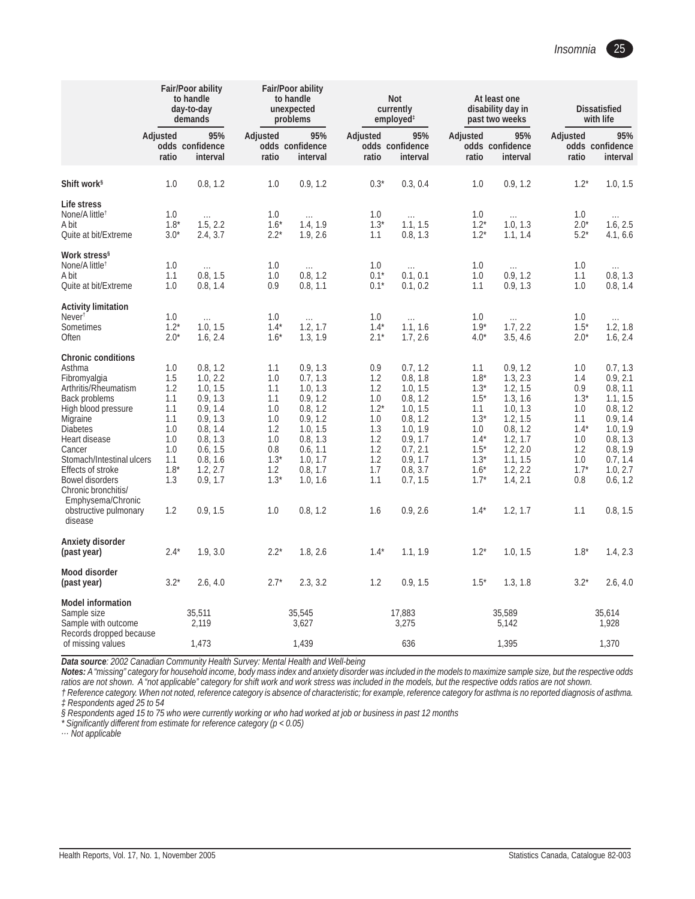| | Fair/Poor ability to handle day-to-day demands | | Fair/Poor ability to handle unexpected problems | | Not currently employed‡ | | At least one disability day in past two weeks | | Dissatisfied with life | |
|---|---|---|---|---|---|---|---|---|---|---|
| | Adjusted odds ratio | 95% confidence interval | Adjusted odds ratio | 95% confidence interval | Adjusted odds ratio | 95% confidence interval | Adjusted odds ratio | 95% confidence interval | Adjusted odds ratio | 95% confidence interval |
| **Shift work§** | 1.0 | 0.8, 1.2 | 1.0 | 0.9, 1.2 | 0.3* | 0.3, 0.4 | 1.0 | 0.9, 1.2 | 1.2* | 1.0, 1.5 |
| **Life stress** | | | | | | | | | | |
| None/A little† | 1.0 | ... | 1.0 | ... | 1.0 | ... | 1.0 | ... | 1.0 | ... |
| A bit | 1.8* | 1.5, 2.2 | 1.6* | 1.4, 1.9 | 1.3* | 1.1, 1.5 | 1.2* | 1.0, 1.3 | 2.0* | 1.6, 2.5 |
| Quite at bit/Extreme | 3.0* | 2.4, 3.7 | 2.2* | 1.9, 2.6 | 1.1 | 0.8, 1.3 | 1.2* | 1.1, 1.4 | 5.2* | 4.1, 6.6 |
| **Work stress§** | | | | | | | | | | |
| None/A little† | 1.0 | ... | 1.0 | ... | 1.0 | ... | 1.0 | ... | 1.0 | ... |
| A bit | 1.1 | 0.8, 1.5 | 1.0 | 0.8, 1.2 | 0.1* | 0.1, 0.1 | 1.0 | 0.9, 1.2 | 1.1 | 0.8, 1.3 |
| Quite at bit/Extreme | 1.0 | 0.8, 1.4 | 0.9 | 0.8, 1.1 | 0.1* | 0.1, 0.2 | 1.1 | 0.9, 1.3 | 1.0 | 0.8, 1.4 |
| **Activity limitation** | | | | | | | | | | |
| Never† | 1.0 | ... | 1.0 | ... | 1.0 | ... | 1.0 | ... | 1.0 | ... |
| Sometimes | 1.2* | 1.0, 1.5 | 1.4* | 1.2, 1.7 | 1.4* | 1.1, 1.6 | 1.9* | 1.7, 2.2 | 1.5* | 1.2, 1.8 |
| Often | 2.0* | 1.6, 2.4 | 1.6* | 1.3, 1.9 | 2.1* | 1.7, 2.6 | 4.0* | 3.5, 4.6 | 2.0* | 1.6, 2.4 |
| **Chronic conditions** | | | | | | | | | | |
| Asthma | 1.0 | 0.8, 1.2 | 1.1 | 0.9, 1.3 | 0.9 | 0.7, 1.2 | 1.1 | 0.9, 1.2 | 1.0 | 0.7, 1.3 |
| Fibromyalgia | 1.5 | 1.0, 2.2 | 1.0 | 0.7, 1.3 | 1.2 | 0.8, 1.8 | 1.8* | 1.3, 2.3 | 1.4 | 0.9, 2.1 |
| Arthritis/Rheumatism | 1.2 | 1.0, 1.5 | 1.1 | 1.0, 1.3 | 1.2 | 1.0, 1.5 | 1.3* | 1.2, 1.5 | 0.9 | 0.8, 1.1 |
| Back problems | 1.1 | 0.9, 1.3 | 1.1 | 0.9, 1.2 | 1.0 | 0.8, 1.2 | 1.5* | 1.3, 1.6 | 1.3* | 1.1, 1.5 |
| High blood pressure | 1.1 | 0.9, 1.4 | 1.0 | 0.8, 1.2 | 1.2* | 1.0, 1.5 | 1.1 | 1.0, 1.3 | 1.0 | 0.8, 1.2 |
| Migraine | 1.1 | 0.9, 1.3 | 1.0 | 0.9, 1.2 | 1.0 | 0.8, 1.2 | 1.3* | 1.2, 1.5 | 1.1 | 0.9, 1.4 |
| Diabetes | 1.0 | 0.8, 1.4 | 1.2 | 1.0, 1.5 | 1.3 | 1.0, 1.9 | 1.0 | 0.8, 1.2 | 1.4* | 1.0, 1.9 |
| Heart disease | 1.0 | 0.8, 1.3 | 1.0 | 0.8, 1.3 | 1.2 | 0.9, 1.7 | 1.4* | 1.2, 1.7 | 1.0 | 0.8, 1.3 |
| Cancer | 1.0 | 0.6, 1.5 | 0.8 | 0.6, 1.1 | 1.2 | 0.7, 2.1 | 1.5* | 1.2, 2.0 | 1.2 | 0.8, 1.9 |
| Stomach/Intestinal ulcers | 1.1 | 0.8, 1.6 | 1.3* | 1.0, 1.7 | 1.2 | 0.9, 1.7 | 1.3* | 1.1, 1.5 | 1.0 | 0.7, 1.4 |
| Effects of stroke | 1.8* | 1.2, 2.7 | 1.2 | 0.8, 1.7 | 1.7 | 0.8, 3.7 | 1.6* | 1.2, 2.2 | 1.7* | 1.0, 2.7 |
| Bowel disorders | 1.3 | 0.9, 1.7 | 1.3* | 1.0, 1.6 | 1.1 | 0.7, 1.5 | 1.7* | 1.4, 2.1 | 0.8 | 0.6, 1.2 |
| Chronic bronchitis/ Emphysema/Chronic obstructive pulmonary disease | 1.2 | 0.9, 1.5 | 1.0 | 0.8, 1.2 | 1.6 | 0.9, 2.6 | 1.4* | 1.2, 1.7 | 1.1 | 0.8, 1.5 |
| **Anxiety disorder (past year)** | 2.4* | 1.9, 3.0 | 2.2* | 1.8, 2.6 | 1.4* | 1.1, 1.9 | 1.2* | 1.0, 1.5 | 1.8* | 1.4, 2.3 |
| **Mood disorder (past year)** | 3.2* | 2.6, 4.0 | 2.7* | 2.3, 3.2 | 1.2 | 0.9, 1.5 | 1.5* | 1.3, 1.8 | 3.2* | 2.6, 4.0 |
| **Model information** | | | | | | | | | | |
| Sample size | 35,511 | | 35,545 | | 17,883 | | 35,589 | | 35,614 | |
| Sample with outcome | 2,119 | | 3,627 | | 3,275 | | 5,142 | | 1,928 | |
| Records dropped because of missing values | 1,473 | | 1,439 | | 636 | | 1,395 | | 1,370 | |

***Data source***: *2002 Canadian Community Health Survey: Mental Health and Well-being*

***Notes:*** *A "missing" category for household income, body mass index and anxiety disorder was included in the models to maximize sample size, but the respective odds ratios are not shown. A "not applicable" category for shift work and work stress was included in the models, but the respective odds ratios are not shown.*

*† Reference category. When not noted, reference category is absence of characteristic; for example, reference category for asthma is no reported diagnosis of asthma.*

*‡ Respondents aged 25 to 54*

*§ Respondents aged 15 to 75 who were currently working or who had worked at job or business in past 12 months*

*\* Significantly different from estimate for reference category (p < 0.05)*

*... Not applicable*